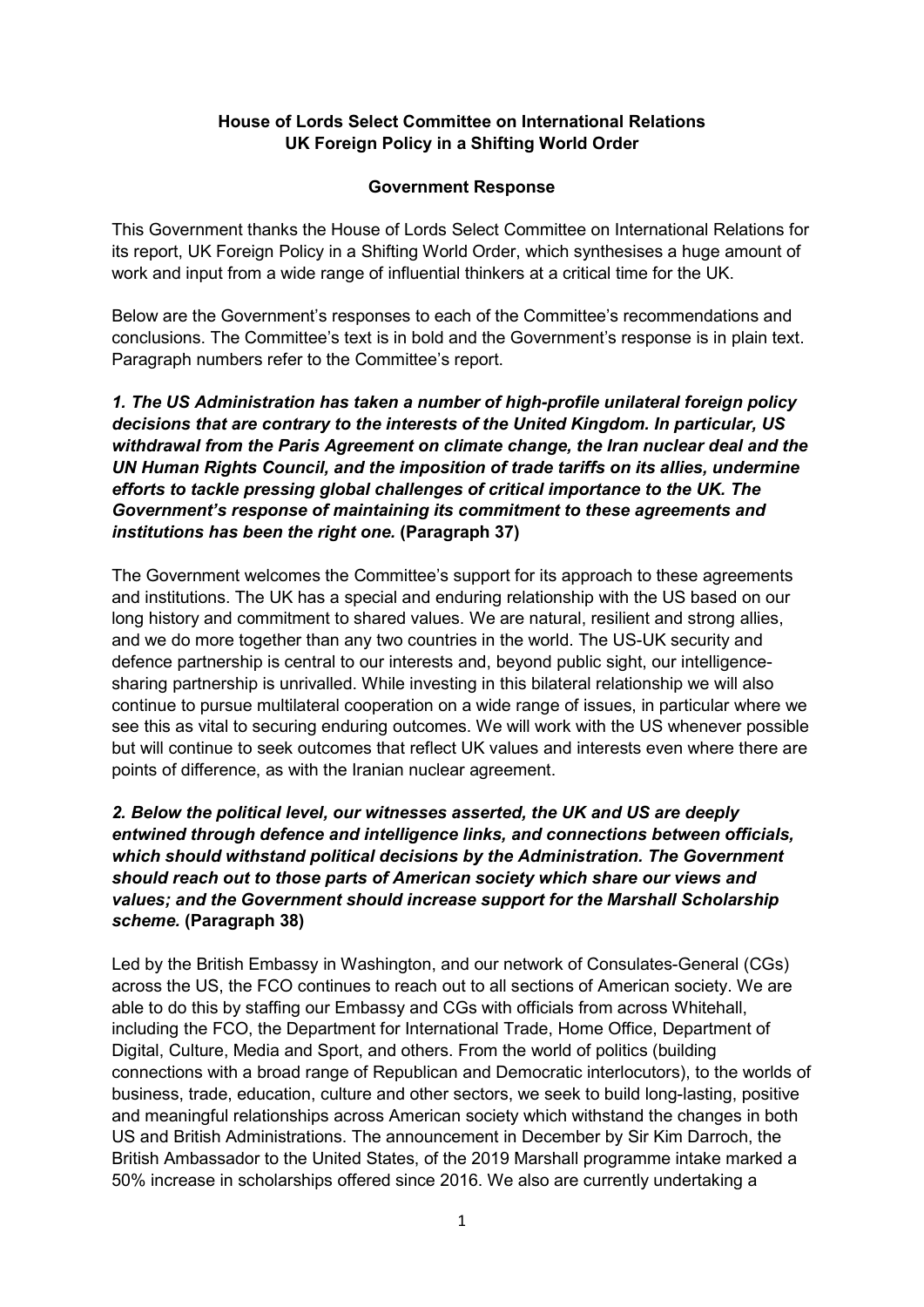**House of Lords Select Committee on International Relations**
**UK Foreign Policy in a Shifting World Order**

**Government Response**

This Government thanks the House of Lords Select Committee on International Relations for its report, UK Foreign Policy in a Shifting World Order, which synthesises a huge amount of work and input from a wide range of influential thinkers at a critical time for the UK.

Below are the Government's responses to each of the Committee's recommendations and conclusions. The Committee's text is in bold and the Government's response is in plain text. Paragraph numbers refer to the Committee's report.

***1. The US Administration has taken a number of high-profile unilateral foreign policy decisions that are contrary to the interests of the United Kingdom. In particular, US withdrawal from the Paris Agreement on climate change, the Iran nuclear deal and the UN Human Rights Council, and the imposition of trade tariffs on its allies, undermine efforts to tackle pressing global challenges of critical importance to the UK. The Government's response of maintaining its commitment to these agreements and institutions has been the right one.*** **(Paragraph 37)**

The Government welcomes the Committee's support for its approach to these agreements and institutions. The UK has a special and enduring relationship with the US based on our long history and commitment to shared values. We are natural, resilient and strong allies, and we do more together than any two countries in the world. The US-UK security and defence partnership is central to our interests and, beyond public sight, our intelligence-sharing partnership is unrivalled. While investing in this bilateral relationship we will also continue to pursue multilateral cooperation on a wide range of issues, in particular where we see this as vital to securing enduring outcomes. We will work with the US whenever possible but will continue to seek outcomes that reflect UK values and interests even where there are points of difference, as with the Iranian nuclear agreement.

***2. Below the political level, our witnesses asserted, the UK and US are deeply entwined through defence and intelligence links, and connections between officials, which should withstand political decisions by the Administration. The Government should reach out to those parts of American society which share our views and values; and the Government should increase support for the Marshall Scholarship scheme.*** **(Paragraph 38)**

Led by the British Embassy in Washington, and our network of Consulates-General (CGs) across the US, the FCO continues to reach out to all sections of American society. We are able to do this by staffing our Embassy and CGs with officials from across Whitehall, including the FCO, the Department for International Trade, Home Office, Department of Digital, Culture, Media and Sport, and others. From the world of politics (building connections with a broad range of Republican and Democratic interlocutors), to the worlds of business, trade, education, culture and other sectors, we seek to build long-lasting, positive and meaningful relationships across American society which withstand the changes in both US and British Administrations. The announcement in December by Sir Kim Darroch, the British Ambassador to the United States, of the 2019 Marshall programme intake marked a 50% increase in scholarships offered since 2016. We also are currently undertaking a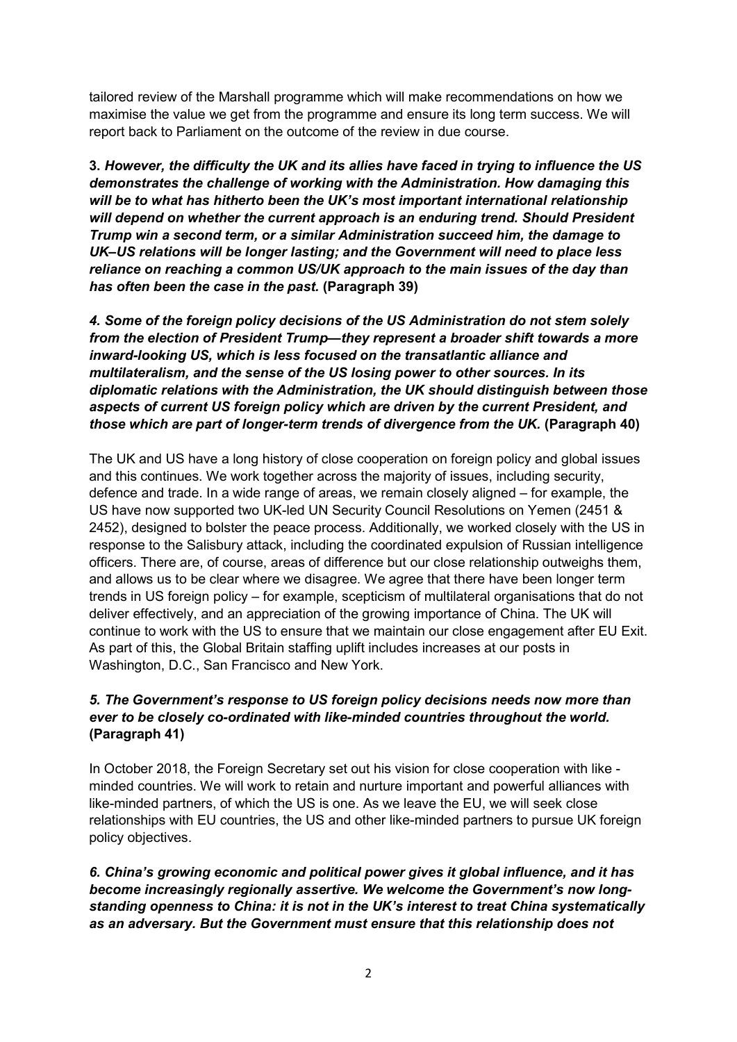tailored review of the Marshall programme which will make recommendations on how we maximise the value we get from the programme and ensure its long term success. We will report back to Parliament on the outcome of the review in due course.

**3.** ***However, the difficulty the UK and its allies have faced in trying to influence the US demonstrates the challenge of working with the Administration. How damaging this will be to what has hitherto been the UK's most important international relationship will depend on whether the current approach is an enduring trend. Should President Trump win a second term, or a similar Administration succeed him, the damage to UK–US relations will be longer lasting; and the Government will need to place less reliance on reaching a common US/UK approach to the main issues of the day than has often been the case in the past.*** **(Paragraph 39)**

***4. Some of the foreign policy decisions of the US Administration do not stem solely from the election of President Trump—they represent a broader shift towards a more inward-looking US, which is less focused on the transatlantic alliance and multilateralism, and the sense of the US losing power to other sources. In its diplomatic relations with the Administration, the UK should distinguish between those aspects of current US foreign policy which are driven by the current President, and those which are part of longer-term trends of divergence from the UK.*** **(Paragraph 40)**

The UK and US have a long history of close cooperation on foreign policy and global issues and this continues. We work together across the majority of issues, including security, defence and trade. In a wide range of areas, we remain closely aligned – for example, the US have now supported two UK-led UN Security Council Resolutions on Yemen (2451 & 2452), designed to bolster the peace process. Additionally, we worked closely with the US in response to the Salisbury attack, including the coordinated expulsion of Russian intelligence officers. There are, of course, areas of difference but our close relationship outweighs them, and allows us to be clear where we disagree. We agree that there have been longer term trends in US foreign policy – for example, scepticism of multilateral organisations that do not deliver effectively, and an appreciation of the growing importance of China. The UK will continue to work with the US to ensure that we maintain our close engagement after EU Exit. As part of this, the Global Britain staffing uplift includes increases at our posts in Washington, D.C., San Francisco and New York.

***5. The Government's response to US foreign policy decisions needs now more than ever to be closely co-ordinated with like-minded countries throughout the world.*** **(Paragraph 41)**

In October 2018, the Foreign Secretary set out his vision for close cooperation with like-minded countries. We will work to retain and nurture important and powerful alliances with like-minded partners, of which the US is one. As we leave the EU, we will seek close relationships with EU countries, the US and other like-minded partners to pursue UK foreign policy objectives.

***6. China's growing economic and political power gives it global influence, and it has become increasingly regionally assertive. We welcome the Government's now long-standing openness to China: it is not in the UK's interest to treat China systematically as an adversary. But the Government must ensure that this relationship does not***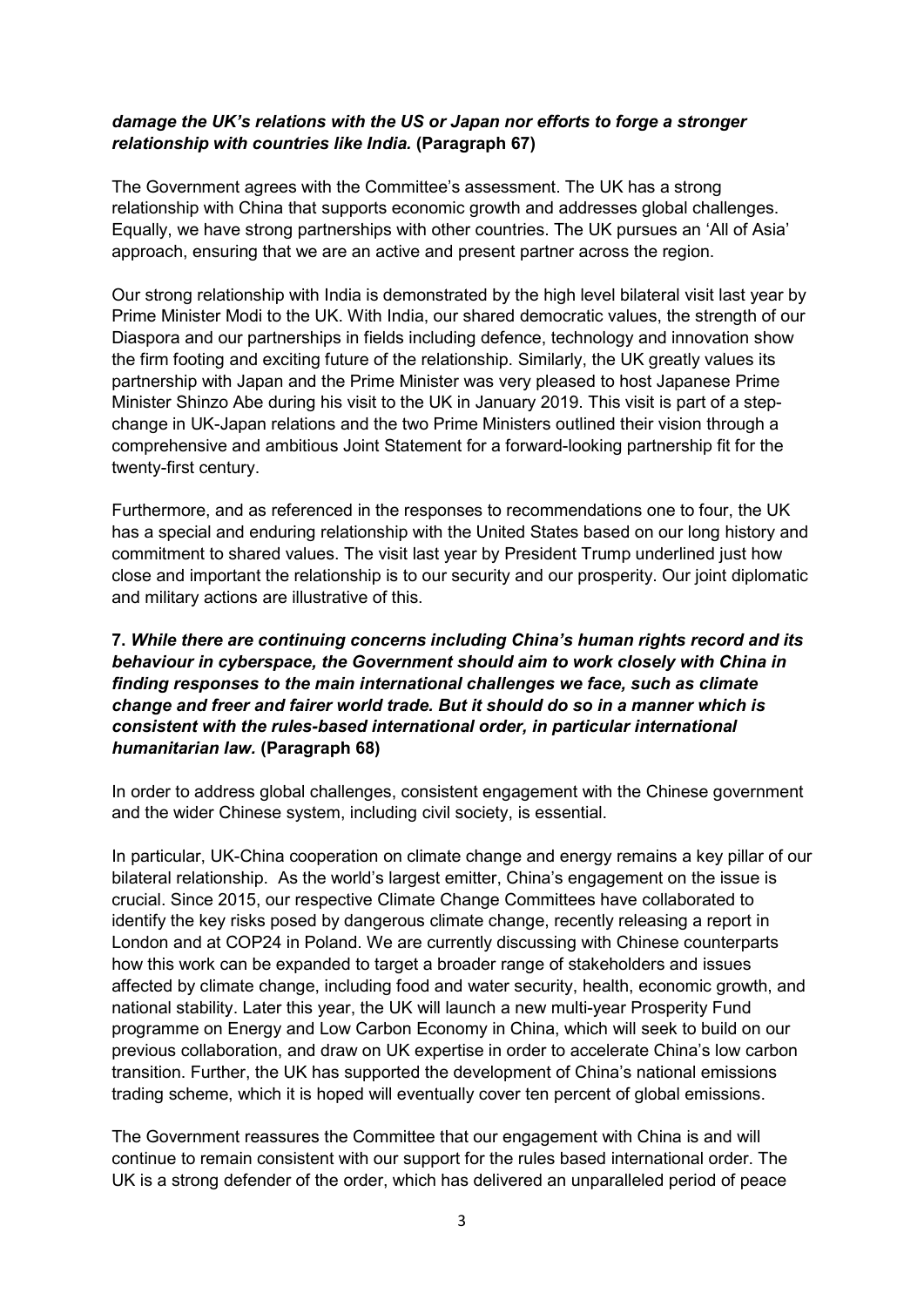***damage the UK's relations with the US or Japan nor efforts to forge a stronger relationship with countries like India.*** **(Paragraph 67)**

The Government agrees with the Committee's assessment. The UK has a strong relationship with China that supports economic growth and addresses global challenges. Equally, we have strong partnerships with other countries. The UK pursues an 'All of Asia' approach, ensuring that we are an active and present partner across the region.

Our strong relationship with India is demonstrated by the high level bilateral visit last year by Prime Minister Modi to the UK. With India, our shared democratic values, the strength of our Diaspora and our partnerships in fields including defence, technology and innovation show the firm footing and exciting future of the relationship. Similarly, the UK greatly values its partnership with Japan and the Prime Minister was very pleased to host Japanese Prime Minister Shinzo Abe during his visit to the UK in January 2019. This visit is part of a step-change in UK-Japan relations and the two Prime Ministers outlined their vision through a comprehensive and ambitious Joint Statement for a forward-looking partnership fit for the twenty-first century.

Furthermore, and as referenced in the responses to recommendations one to four, the UK has a special and enduring relationship with the United States based on our long history and commitment to shared values. The visit last year by President Trump underlined just how close and important the relationship is to our security and our prosperity. Our joint diplomatic and military actions are illustrative of this.

**7. *While there are continuing concerns including China's human rights record and its behaviour in cyberspace, the Government should aim to work closely with China in finding responses to the main international challenges we face, such as climate change and freer and fairer world trade. But it should do so in a manner which is consistent with the rules-based international order, in particular international humanitarian law.*** **(Paragraph 68)**

In order to address global challenges, consistent engagement with the Chinese government and the wider Chinese system, including civil society, is essential.

In particular, UK-China cooperation on climate change and energy remains a key pillar of our bilateral relationship. As the world's largest emitter, China's engagement on the issue is crucial. Since 2015, our respective Climate Change Committees have collaborated to identify the key risks posed by dangerous climate change, recently releasing a report in London and at COP24 in Poland. We are currently discussing with Chinese counterparts how this work can be expanded to target a broader range of stakeholders and issues affected by climate change, including food and water security, health, economic growth, and national stability. Later this year, the UK will launch a new multi-year Prosperity Fund programme on Energy and Low Carbon Economy in China, which will seek to build on our previous collaboration, and draw on UK expertise in order to accelerate China's low carbon transition. Further, the UK has supported the development of China's national emissions trading scheme, which it is hoped will eventually cover ten percent of global emissions.

The Government reassures the Committee that our engagement with China is and will continue to remain consistent with our support for the rules based international order. The UK is a strong defender of the order, which has delivered an unparalleled period of peace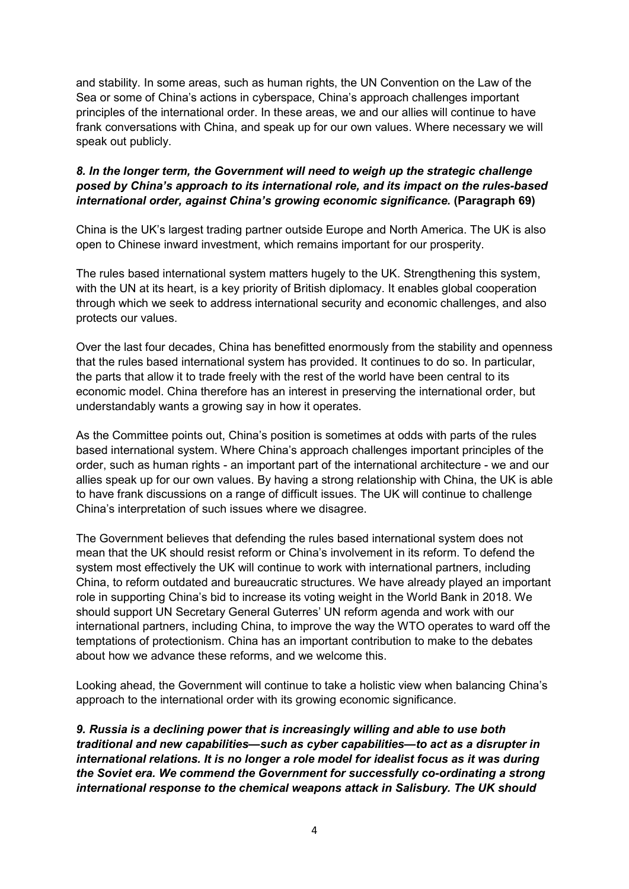and stability. In some areas, such as human rights, the UN Convention on the Law of the Sea or some of China's actions in cyberspace, China's approach challenges important principles of the international order. In these areas, we and our allies will continue to have frank conversations with China, and speak up for our own values. Where necessary we will speak out publicly.

***8. In the longer term, the Government will need to weigh up the strategic challenge posed by China's approach to its international role, and its impact on the rules-based international order, against China's growing economic significance.*** **(Paragraph 69)**

China is the UK's largest trading partner outside Europe and North America. The UK is also open to Chinese inward investment, which remains important for our prosperity.

The rules based international system matters hugely to the UK. Strengthening this system, with the UN at its heart, is a key priority of British diplomacy. It enables global cooperation through which we seek to address international security and economic challenges, and also protects our values.

Over the last four decades, China has benefitted enormously from the stability and openness that the rules based international system has provided. It continues to do so. In particular, the parts that allow it to trade freely with the rest of the world have been central to its economic model. China therefore has an interest in preserving the international order, but understandably wants a growing say in how it operates.

As the Committee points out, China's position is sometimes at odds with parts of the rules based international system. Where China's approach challenges important principles of the order, such as human rights - an important part of the international architecture - we and our allies speak up for our own values. By having a strong relationship with China, the UK is able to have frank discussions on a range of difficult issues. The UK will continue to challenge China's interpretation of such issues where we disagree.

The Government believes that defending the rules based international system does not mean that the UK should resist reform or China's involvement in its reform. To defend the system most effectively the UK will continue to work with international partners, including China, to reform outdated and bureaucratic structures. We have already played an important role in supporting China's bid to increase its voting weight in the World Bank in 2018. We should support UN Secretary General Guterres' UN reform agenda and work with our international partners, including China, to improve the way the WTO operates to ward off the temptations of protectionism. China has an important contribution to make to the debates about how we advance these reforms, and we welcome this.

Looking ahead, the Government will continue to take a holistic view when balancing China's approach to the international order with its growing economic significance.

***9. Russia is a declining power that is increasingly willing and able to use both traditional and new capabilities—such as cyber capabilities—to act as a disrupter in international relations. It is no longer a role model for idealist focus as it was during the Soviet era. We commend the Government for successfully co-ordinating a strong international response to the chemical weapons attack in Salisbury. The UK should***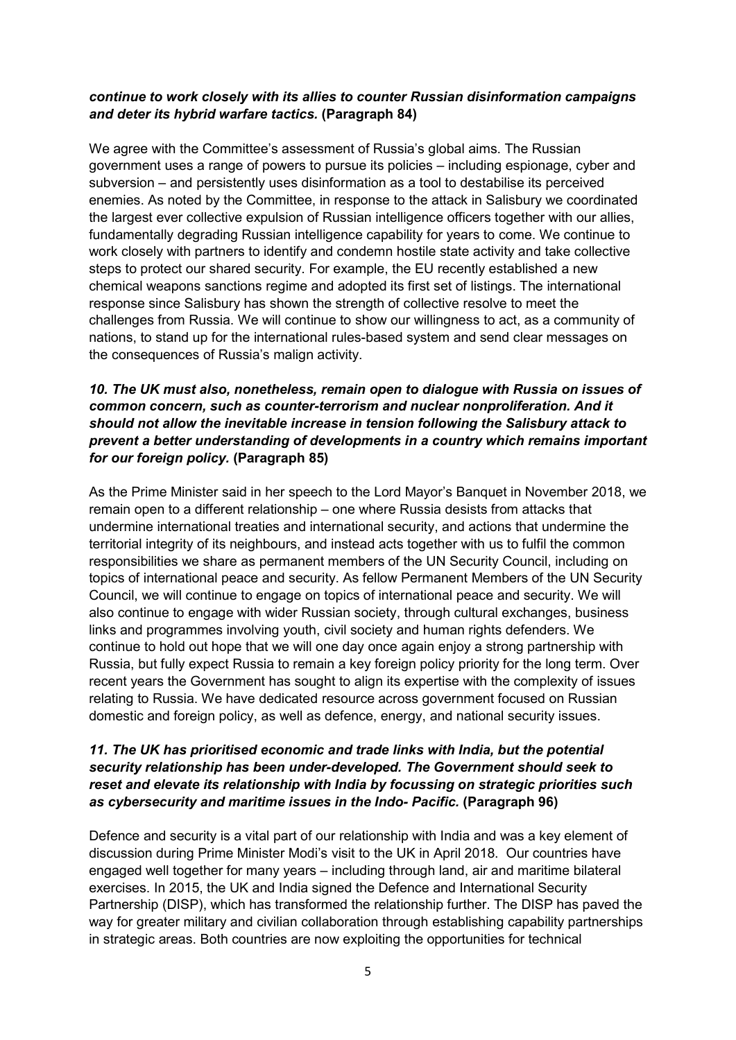***continue to work closely with its allies to counter Russian disinformation campaigns and deter its hybrid warfare tactics.*** **(Paragraph 84)**

We agree with the Committee's assessment of Russia's global aims. The Russian government uses a range of powers to pursue its policies – including espionage, cyber and subversion – and persistently uses disinformation as a tool to destabilise its perceived enemies. As noted by the Committee, in response to the attack in Salisbury we coordinated the largest ever collective expulsion of Russian intelligence officers together with our allies, fundamentally degrading Russian intelligence capability for years to come. We continue to work closely with partners to identify and condemn hostile state activity and take collective steps to protect our shared security. For example, the EU recently established a new chemical weapons sanctions regime and adopted its first set of listings. The international response since Salisbury has shown the strength of collective resolve to meet the challenges from Russia. We will continue to show our willingness to act, as a community of nations, to stand up for the international rules-based system and send clear messages on the consequences of Russia's malign activity.

***10. The UK must also, nonetheless, remain open to dialogue with Russia on issues of common concern, such as counter-terrorism and nuclear nonproliferation. And it should not allow the inevitable increase in tension following the Salisbury attack to prevent a better understanding of developments in a country which remains important for our foreign policy.*** **(Paragraph 85)**

As the Prime Minister said in her speech to the Lord Mayor's Banquet in November 2018, we remain open to a different relationship – one where Russia desists from attacks that undermine international treaties and international security, and actions that undermine the territorial integrity of its neighbours, and instead acts together with us to fulfil the common responsibilities we share as permanent members of the UN Security Council, including on topics of international peace and security. As fellow Permanent Members of the UN Security Council, we will continue to engage on topics of international peace and security. We will also continue to engage with wider Russian society, through cultural exchanges, business links and programmes involving youth, civil society and human rights defenders. We continue to hold out hope that we will one day once again enjoy a strong partnership with Russia, but fully expect Russia to remain a key foreign policy priority for the long term. Over recent years the Government has sought to align its expertise with the complexity of issues relating to Russia. We have dedicated resource across government focused on Russian domestic and foreign policy, as well as defence, energy, and national security issues.

***11. The UK has prioritised economic and trade links with India, but the potential security relationship has been under-developed. The Government should seek to reset and elevate its relationship with India by focussing on strategic priorities such as cybersecurity and maritime issues in the Indo- Pacific.*** **(Paragraph 96)**

Defence and security is a vital part of our relationship with India and was a key element of discussion during Prime Minister Modi's visit to the UK in April 2018. Our countries have engaged well together for many years – including through land, air and maritime bilateral exercises. In 2015, the UK and India signed the Defence and International Security Partnership (DISP), which has transformed the relationship further. The DISP has paved the way for greater military and civilian collaboration through establishing capability partnerships in strategic areas. Both countries are now exploiting the opportunities for technical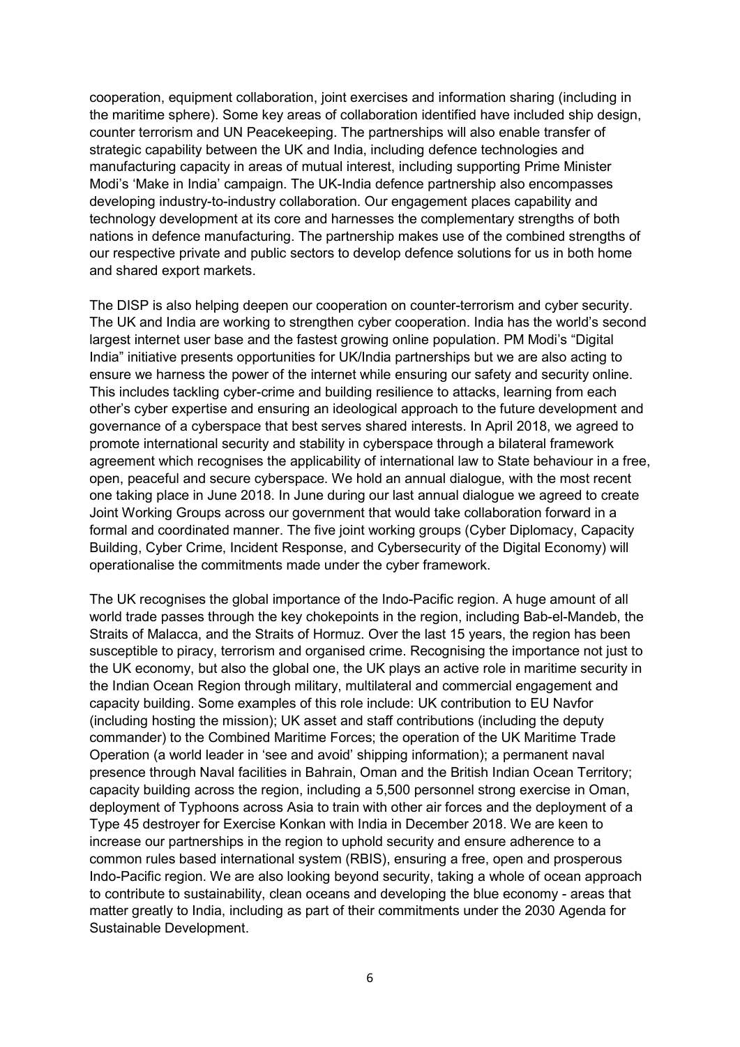cooperation, equipment collaboration, joint exercises and information sharing (including in the maritime sphere). Some key areas of collaboration identified have included ship design, counter terrorism and UN Peacekeeping. The partnerships will also enable transfer of strategic capability between the UK and India, including defence technologies and manufacturing capacity in areas of mutual interest, including supporting Prime Minister Modi's 'Make in India' campaign. The UK-India defence partnership also encompasses developing industry-to-industry collaboration. Our engagement places capability and technology development at its core and harnesses the complementary strengths of both nations in defence manufacturing. The partnership makes use of the combined strengths of our respective private and public sectors to develop defence solutions for us in both home and shared export markets.

The DISP is also helping deepen our cooperation on counter-terrorism and cyber security. The UK and India are working to strengthen cyber cooperation. India has the world's second largest internet user base and the fastest growing online population. PM Modi's "Digital India" initiative presents opportunities for UK/India partnerships but we are also acting to ensure we harness the power of the internet while ensuring our safety and security online. This includes tackling cyber-crime and building resilience to attacks, learning from each other's cyber expertise and ensuring an ideological approach to the future development and governance of a cyberspace that best serves shared interests. In April 2018, we agreed to promote international security and stability in cyberspace through a bilateral framework agreement which recognises the applicability of international law to State behaviour in a free, open, peaceful and secure cyberspace. We hold an annual dialogue, with the most recent one taking place in June 2018. In June during our last annual dialogue we agreed to create Joint Working Groups across our government that would take collaboration forward in a formal and coordinated manner. The five joint working groups (Cyber Diplomacy, Capacity Building, Cyber Crime, Incident Response, and Cybersecurity of the Digital Economy) will operationalise the commitments made under the cyber framework.

The UK recognises the global importance of the Indo-Pacific region. A huge amount of all world trade passes through the key chokepoints in the region, including Bab-el-Mandeb, the Straits of Malacca, and the Straits of Hormuz. Over the last 15 years, the region has been susceptible to piracy, terrorism and organised crime. Recognising the importance not just to the UK economy, but also the global one, the UK plays an active role in maritime security in the Indian Ocean Region through military, multilateral and commercial engagement and capacity building. Some examples of this role include: UK contribution to EU Navfor (including hosting the mission); UK asset and staff contributions (including the deputy commander) to the Combined Maritime Forces; the operation of the UK Maritime Trade Operation (a world leader in 'see and avoid' shipping information); a permanent naval presence through Naval facilities in Bahrain, Oman and the British Indian Ocean Territory; capacity building across the region, including a 5,500 personnel strong exercise in Oman, deployment of Typhoons across Asia to train with other air forces and the deployment of a Type 45 destroyer for Exercise Konkan with India in December 2018. We are keen to increase our partnerships in the region to uphold security and ensure adherence to a common rules based international system (RBIS), ensuring a free, open and prosperous Indo-Pacific region. We are also looking beyond security, taking a whole of ocean approach to contribute to sustainability, clean oceans and developing the blue economy - areas that matter greatly to India, including as part of their commitments under the 2030 Agenda for Sustainable Development.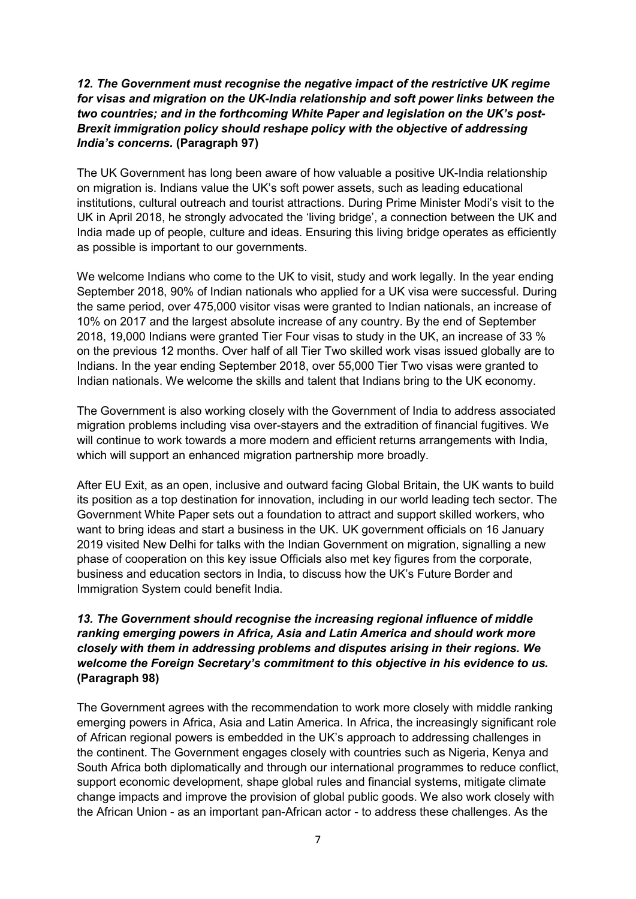***12. The Government must recognise the negative impact of the restrictive UK regime for visas and migration on the UK-India relationship and soft power links between the two countries; and in the forthcoming White Paper and legislation on the UK's post-Brexit immigration policy should reshape policy with the objective of addressing India's concerns.*** **(Paragraph 97)**

The UK Government has long been aware of how valuable a positive UK-India relationship on migration is. Indians value the UK's soft power assets, such as leading educational institutions, cultural outreach and tourist attractions. During Prime Minister Modi's visit to the UK in April 2018, he strongly advocated the 'living bridge', a connection between the UK and India made up of people, culture and ideas. Ensuring this living bridge operates as efficiently as possible is important to our governments.

We welcome Indians who come to the UK to visit, study and work legally. In the year ending September 2018, 90% of Indian nationals who applied for a UK visa were successful. During the same period, over 475,000 visitor visas were granted to Indian nationals, an increase of 10% on 2017 and the largest absolute increase of any country. By the end of September 2018, 19,000 Indians were granted Tier Four visas to study in the UK, an increase of 33 % on the previous 12 months. Over half of all Tier Two skilled work visas issued globally are to Indians. In the year ending September 2018, over 55,000 Tier Two visas were granted to Indian nationals. We welcome the skills and talent that Indians bring to the UK economy.

The Government is also working closely with the Government of India to address associated migration problems including visa over-stayers and the extradition of financial fugitives. We will continue to work towards a more modern and efficient returns arrangements with India, which will support an enhanced migration partnership more broadly.

After EU Exit, as an open, inclusive and outward facing Global Britain, the UK wants to build its position as a top destination for innovation, including in our world leading tech sector. The Government White Paper sets out a foundation to attract and support skilled workers, who want to bring ideas and start a business in the UK. UK government officials on 16 January 2019 visited New Delhi for talks with the Indian Government on migration, signalling a new phase of cooperation on this key issue Officials also met key figures from the corporate, business and education sectors in India, to discuss how the UK's Future Border and Immigration System could benefit India.

***13. The Government should recognise the increasing regional influence of middle ranking emerging powers in Africa, Asia and Latin America and should work more closely with them in addressing problems and disputes arising in their regions. We welcome the Foreign Secretary's commitment to this objective in his evidence to us.*** **(Paragraph 98)**

The Government agrees with the recommendation to work more closely with middle ranking emerging powers in Africa, Asia and Latin America. In Africa, the increasingly significant role of African regional powers is embedded in the UK's approach to addressing challenges in the continent. The Government engages closely with countries such as Nigeria, Kenya and South Africa both diplomatically and through our international programmes to reduce conflict, support economic development, shape global rules and financial systems, mitigate climate change impacts and improve the provision of global public goods. We also work closely with the African Union - as an important pan-African actor - to address these challenges. As the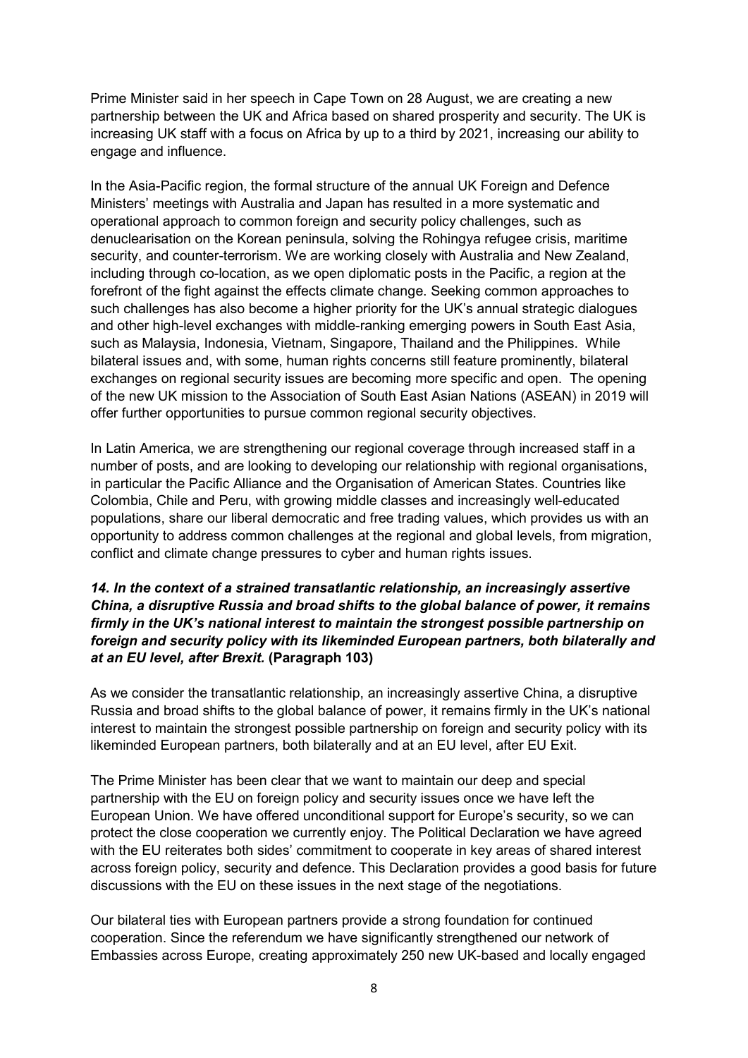Prime Minister said in her speech in Cape Town on 28 August, we are creating a new partnership between the UK and Africa based on shared prosperity and security. The UK is increasing UK staff with a focus on Africa by up to a third by 2021, increasing our ability to engage and influence.

In the Asia-Pacific region, the formal structure of the annual UK Foreign and Defence Ministers' meetings with Australia and Japan has resulted in a more systematic and operational approach to common foreign and security policy challenges, such as denuclearisation on the Korean peninsula, solving the Rohingya refugee crisis, maritime security, and counter-terrorism. We are working closely with Australia and New Zealand, including through co-location, as we open diplomatic posts in the Pacific, a region at the forefront of the fight against the effects climate change. Seeking common approaches to such challenges has also become a higher priority for the UK's annual strategic dialogues and other high-level exchanges with middle-ranking emerging powers in South East Asia, such as Malaysia, Indonesia, Vietnam, Singapore, Thailand and the Philippines. While bilateral issues and, with some, human rights concerns still feature prominently, bilateral exchanges on regional security issues are becoming more specific and open. The opening of the new UK mission to the Association of South East Asian Nations (ASEAN) in 2019 will offer further opportunities to pursue common regional security objectives.

In Latin America, we are strengthening our regional coverage through increased staff in a number of posts, and are looking to developing our relationship with regional organisations, in particular the Pacific Alliance and the Organisation of American States. Countries like Colombia, Chile and Peru, with growing middle classes and increasingly well-educated populations, share our liberal democratic and free trading values, which provides us with an opportunity to address common challenges at the regional and global levels, from migration, conflict and climate change pressures to cyber and human rights issues.

***14. In the context of a strained transatlantic relationship, an increasingly assertive China, a disruptive Russia and broad shifts to the global balance of power, it remains firmly in the UK's national interest to maintain the strongest possible partnership on foreign and security policy with its likeminded European partners, both bilaterally and at an EU level, after Brexit.*** **(Paragraph 103)**

As we consider the transatlantic relationship, an increasingly assertive China, a disruptive Russia and broad shifts to the global balance of power, it remains firmly in the UK's national interest to maintain the strongest possible partnership on foreign and security policy with its likeminded European partners, both bilaterally and at an EU level, after EU Exit.

The Prime Minister has been clear that we want to maintain our deep and special partnership with the EU on foreign policy and security issues once we have left the European Union. We have offered unconditional support for Europe's security, so we can protect the close cooperation we currently enjoy. The Political Declaration we have agreed with the EU reiterates both sides' commitment to cooperate in key areas of shared interest across foreign policy, security and defence. This Declaration provides a good basis for future discussions with the EU on these issues in the next stage of the negotiations.

Our bilateral ties with European partners provide a strong foundation for continued cooperation. Since the referendum we have significantly strengthened our network of Embassies across Europe, creating approximately 250 new UK-based and locally engaged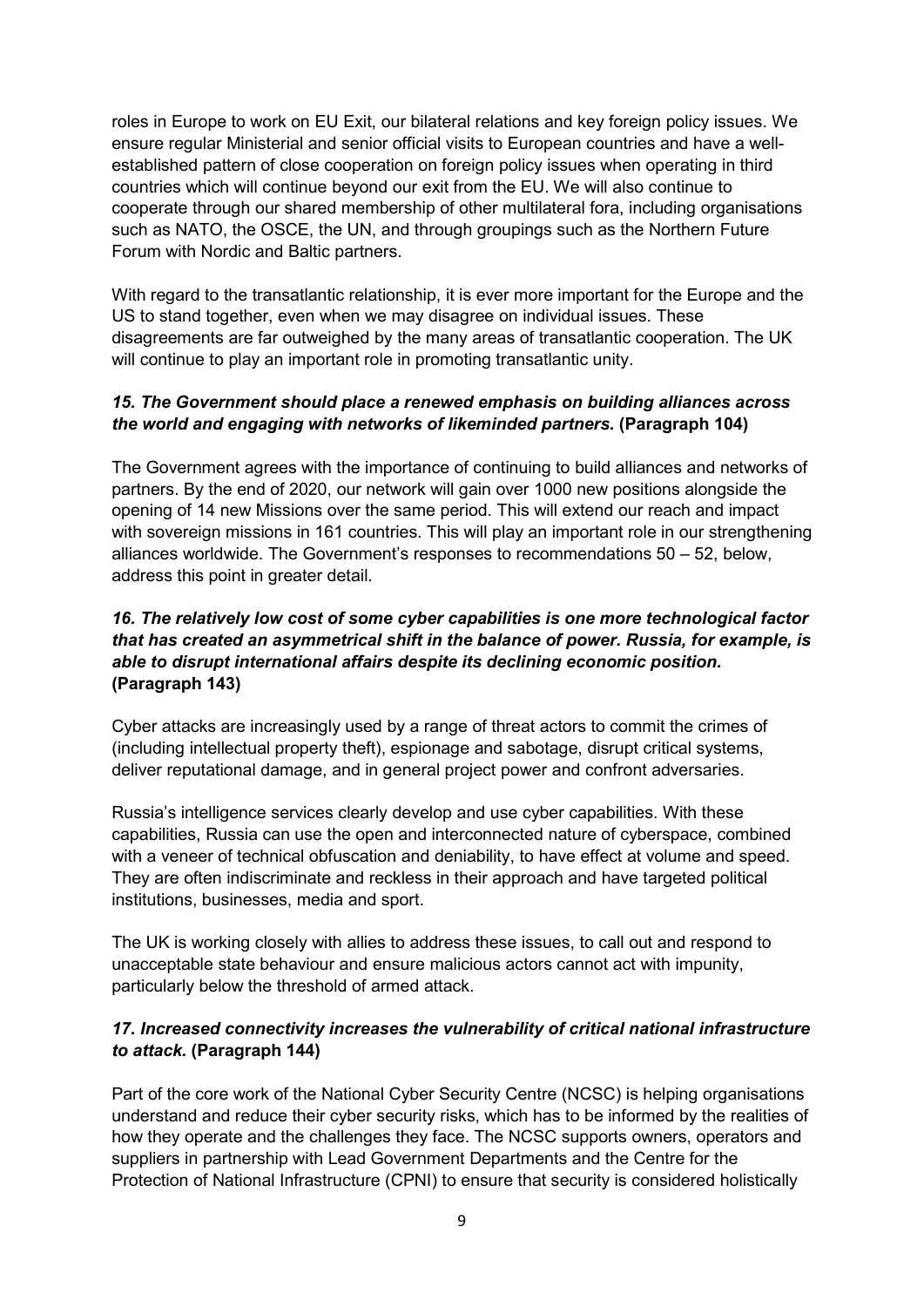roles in Europe to work on EU Exit, our bilateral relations and key foreign policy issues. We ensure regular Ministerial and senior official visits to European countries and have a well-established pattern of close cooperation on foreign policy issues when operating in third countries which will continue beyond our exit from the EU. We will also continue to cooperate through our shared membership of other multilateral fora, including organisations such as NATO, the OSCE, the UN, and through groupings such as the Northern Future Forum with Nordic and Baltic partners.

With regard to the transatlantic relationship, it is ever more important for the Europe and the US to stand together, even when we may disagree on individual issues. These disagreements are far outweighed by the many areas of transatlantic cooperation. The UK will continue to play an important role in promoting transatlantic unity.

***15. The Government should place a renewed emphasis on building alliances across the world and engaging with networks of likeminded partners.*** **(Paragraph 104)**

The Government agrees with the importance of continuing to build alliances and networks of partners. By the end of 2020, our network will gain over 1000 new positions alongside the opening of 14 new Missions over the same period. This will extend our reach and impact with sovereign missions in 161 countries. This will play an important role in our strengthening alliances worldwide. The Government's responses to recommendations 50 – 52, below, address this point in greater detail.

***16. The relatively low cost of some cyber capabilities is one more technological factor that has created an asymmetrical shift in the balance of power. Russia, for example, is able to disrupt international affairs despite its declining economic position.*** **(Paragraph 143)**

Cyber attacks are increasingly used by a range of threat actors to commit the crimes of (including intellectual property theft), espionage and sabotage, disrupt critical systems, deliver reputational damage, and in general project power and confront adversaries.

Russia's intelligence services clearly develop and use cyber capabilities. With these capabilities, Russia can use the open and interconnected nature of cyberspace, combined with a veneer of technical obfuscation and deniability, to have effect at volume and speed. They are often indiscriminate and reckless in their approach and have targeted political institutions, businesses, media and sport.

The UK is working closely with allies to address these issues, to call out and respond to unacceptable state behaviour and ensure malicious actors cannot act with impunity, particularly below the threshold of armed attack.

***17. Increased connectivity increases the vulnerability of critical national infrastructure to attack.*** **(Paragraph 144)**

Part of the core work of the National Cyber Security Centre (NCSC) is helping organisations understand and reduce their cyber security risks, which has to be informed by the realities of how they operate and the challenges they face. The NCSC supports owners, operators and suppliers in partnership with Lead Government Departments and the Centre for the Protection of National Infrastructure (CPNI) to ensure that security is considered holistically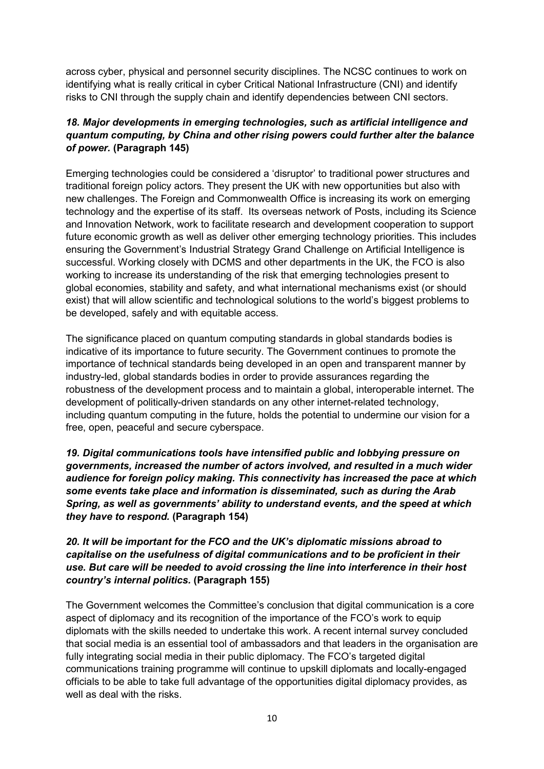across cyber, physical and personnel security disciplines. The NCSC continues to work on identifying what is really critical in cyber Critical National Infrastructure (CNI) and identify risks to CNI through the supply chain and identify dependencies between CNI sectors.

***18. Major developments in emerging technologies, such as artificial intelligence and quantum computing, by China and other rising powers could further alter the balance of power.*** **(Paragraph 145)**

Emerging technologies could be considered a 'disruptor' to traditional power structures and traditional foreign policy actors. They present the UK with new opportunities but also with new challenges. The Foreign and Commonwealth Office is increasing its work on emerging technology and the expertise of its staff. Its overseas network of Posts, including its Science and Innovation Network, work to facilitate research and development cooperation to support future economic growth as well as deliver other emerging technology priorities. This includes ensuring the Government's Industrial Strategy Grand Challenge on Artificial Intelligence is successful. Working closely with DCMS and other departments in the UK, the FCO is also working to increase its understanding of the risk that emerging technologies present to global economies, stability and safety, and what international mechanisms exist (or should exist) that will allow scientific and technological solutions to the world's biggest problems to be developed, safely and with equitable access.

The significance placed on quantum computing standards in global standards bodies is indicative of its importance to future security. The Government continues to promote the importance of technical standards being developed in an open and transparent manner by industry-led, global standards bodies in order to provide assurances regarding the robustness of the development process and to maintain a global, interoperable internet. The development of politically-driven standards on any other internet-related technology, including quantum computing in the future, holds the potential to undermine our vision for a free, open, peaceful and secure cyberspace.

***19. Digital communications tools have intensified public and lobbying pressure on governments, increased the number of actors involved, and resulted in a much wider audience for foreign policy making. This connectivity has increased the pace at which some events take place and information is disseminated, such as during the Arab Spring, as well as governments' ability to understand events, and the speed at which they have to respond.*** **(Paragraph 154)**

***20. It will be important for the FCO and the UK's diplomatic missions abroad to capitalise on the usefulness of digital communications and to be proficient in their use. But care will be needed to avoid crossing the line into interference in their host country's internal politics.*** **(Paragraph 155)**

The Government welcomes the Committee's conclusion that digital communication is a core aspect of diplomacy and its recognition of the importance of the FCO's work to equip diplomats with the skills needed to undertake this work. A recent internal survey concluded that social media is an essential tool of ambassadors and that leaders in the organisation are fully integrating social media in their public diplomacy. The FCO's targeted digital communications training programme will continue to upskill diplomats and locally-engaged officials to be able to take full advantage of the opportunities digital diplomacy provides, as well as deal with the risks.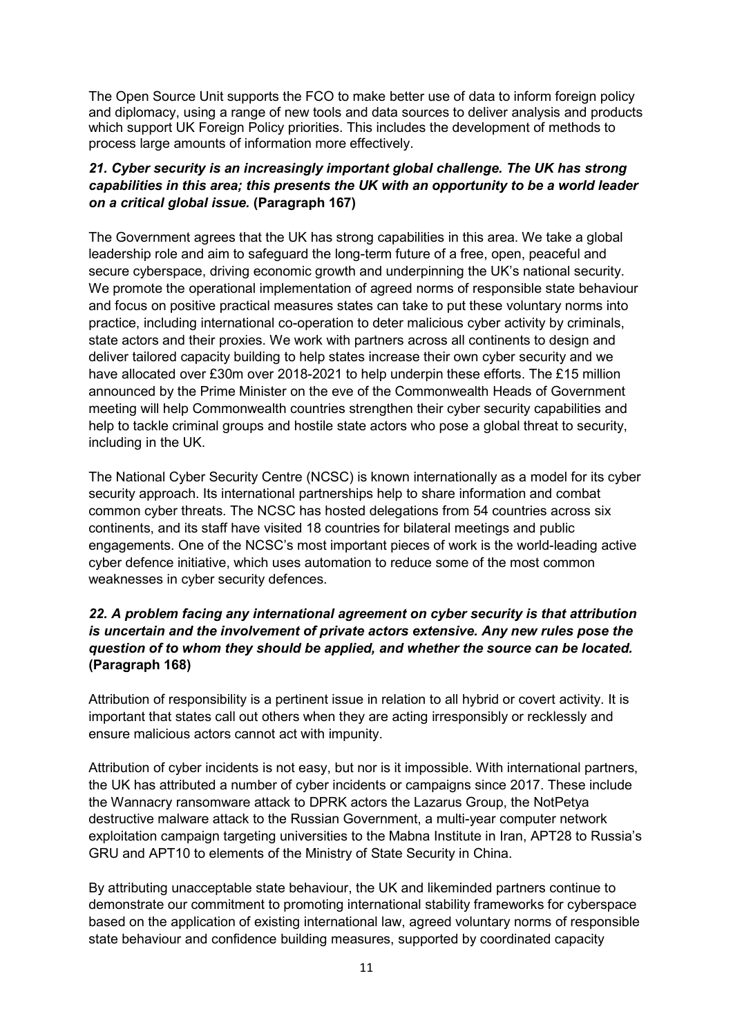The Open Source Unit supports the FCO to make better use of data to inform foreign policy and diplomacy, using a range of new tools and data sources to deliver analysis and products which support UK Foreign Policy priorities. This includes the development of methods to process large amounts of information more effectively.

***21. Cyber security is an increasingly important global challenge. The UK has strong capabilities in this area; this presents the UK with an opportunity to be a world leader on a critical global issue.*** **(Paragraph 167)**

The Government agrees that the UK has strong capabilities in this area. We take a global leadership role and aim to safeguard the long-term future of a free, open, peaceful and secure cyberspace, driving economic growth and underpinning the UK's national security. We promote the operational implementation of agreed norms of responsible state behaviour and focus on positive practical measures states can take to put these voluntary norms into practice, including international co-operation to deter malicious cyber activity by criminals, state actors and their proxies. We work with partners across all continents to design and deliver tailored capacity building to help states increase their own cyber security and we have allocated over £30m over 2018-2021 to help underpin these efforts. The £15 million announced by the Prime Minister on the eve of the Commonwealth Heads of Government meeting will help Commonwealth countries strengthen their cyber security capabilities and help to tackle criminal groups and hostile state actors who pose a global threat to security, including in the UK.

The National Cyber Security Centre (NCSC) is known internationally as a model for its cyber security approach. Its international partnerships help to share information and combat common cyber threats. The NCSC has hosted delegations from 54 countries across six continents, and its staff have visited 18 countries for bilateral meetings and public engagements. One of the NCSC's most important pieces of work is the world-leading active cyber defence initiative, which uses automation to reduce some of the most common weaknesses in cyber security defences.

***22. A problem facing any international agreement on cyber security is that attribution is uncertain and the involvement of private actors extensive. Any new rules pose the question of to whom they should be applied, and whether the source can be located.*** **(Paragraph 168)**

Attribution of responsibility is a pertinent issue in relation to all hybrid or covert activity. It is important that states call out others when they are acting irresponsibly or recklessly and ensure malicious actors cannot act with impunity.

Attribution of cyber incidents is not easy, but nor is it impossible. With international partners, the UK has attributed a number of cyber incidents or campaigns since 2017. These include the Wannacry ransomware attack to DPRK actors the Lazarus Group, the NotPetya destructive malware attack to the Russian Government, a multi-year computer network exploitation campaign targeting universities to the Mabna Institute in Iran, APT28 to Russia's GRU and APT10 to elements of the Ministry of State Security in China.

By attributing unacceptable state behaviour, the UK and likeminded partners continue to demonstrate our commitment to promoting international stability frameworks for cyberspace based on the application of existing international law, agreed voluntary norms of responsible state behaviour and confidence building measures, supported by coordinated capacity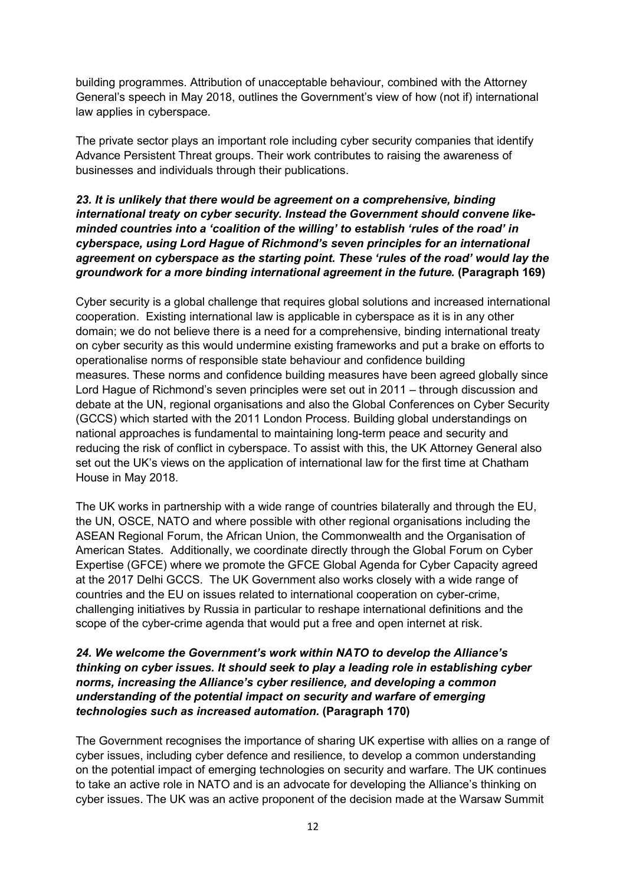building programmes. Attribution of unacceptable behaviour, combined with the Attorney General's speech in May 2018, outlines the Government's view of how (not if) international law applies in cyberspace.

The private sector plays an important role including cyber security companies that identify Advance Persistent Threat groups. Their work contributes to raising the awareness of businesses and individuals through their publications.

***23. It is unlikely that there would be agreement on a comprehensive, binding international treaty on cyber security. Instead the Government should convene like-minded countries into a 'coalition of the willing' to establish 'rules of the road' in cyberspace, using Lord Hague of Richmond's seven principles for an international agreement on cyberspace as the starting point. These 'rules of the road' would lay the groundwork for a more binding international agreement in the future.*** **(Paragraph 169)**

Cyber security is a global challenge that requires global solutions and increased international cooperation. Existing international law is applicable in cyberspace as it is in any other domain; we do not believe there is a need for a comprehensive, binding international treaty on cyber security as this would undermine existing frameworks and put a brake on efforts to operationalise norms of responsible state behaviour and confidence building measures. These norms and confidence building measures have been agreed globally since Lord Hague of Richmond's seven principles were set out in 2011 – through discussion and debate at the UN, regional organisations and also the Global Conferences on Cyber Security (GCCS) which started with the 2011 London Process. Building global understandings on national approaches is fundamental to maintaining long-term peace and security and reducing the risk of conflict in cyberspace. To assist with this, the UK Attorney General also set out the UK's views on the application of international law for the first time at Chatham House in May 2018.

The UK works in partnership with a wide range of countries bilaterally and through the EU, the UN, OSCE, NATO and where possible with other regional organisations including the ASEAN Regional Forum, the African Union, the Commonwealth and the Organisation of American States. Additionally, we coordinate directly through the Global Forum on Cyber Expertise (GFCE) where we promote the GFCE Global Agenda for Cyber Capacity agreed at the 2017 Delhi GCCS. The UK Government also works closely with a wide range of countries and the EU on issues related to international cooperation on cyber-crime, challenging initiatives by Russia in particular to reshape international definitions and the scope of the cyber-crime agenda that would put a free and open internet at risk.

***24. We welcome the Government's work within NATO to develop the Alliance's thinking on cyber issues. It should seek to play a leading role in establishing cyber norms, increasing the Alliance's cyber resilience, and developing a common understanding of the potential impact on security and warfare of emerging technologies such as increased automation.*** **(Paragraph 170)**

The Government recognises the importance of sharing UK expertise with allies on a range of cyber issues, including cyber defence and resilience, to develop a common understanding on the potential impact of emerging technologies on security and warfare. The UK continues to take an active role in NATO and is an advocate for developing the Alliance's thinking on cyber issues. The UK was an active proponent of the decision made at the Warsaw Summit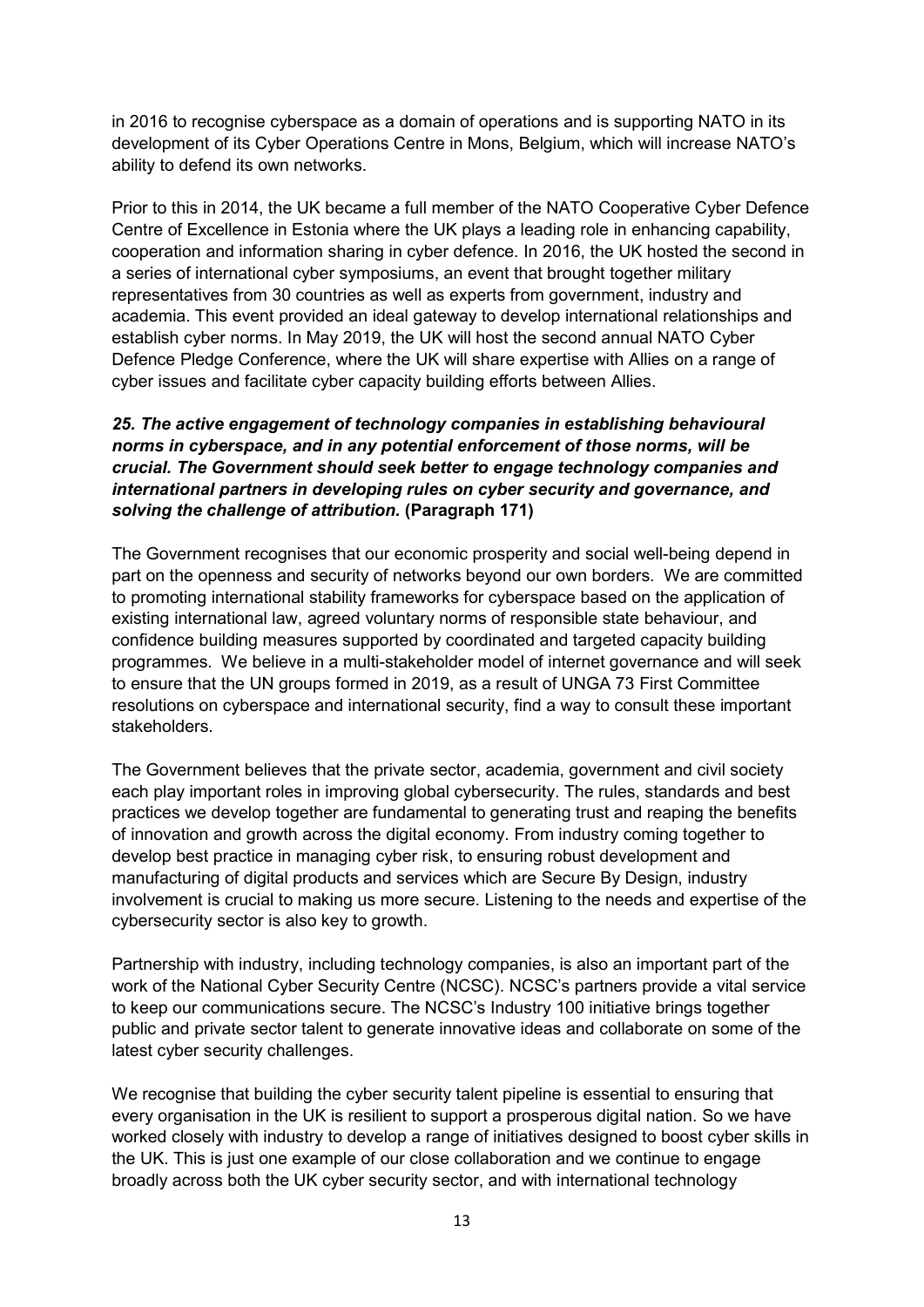in 2016 to recognise cyberspace as a domain of operations and is supporting NATO in its development of its Cyber Operations Centre in Mons, Belgium, which will increase NATO's ability to defend its own networks.

Prior to this in 2014, the UK became a full member of the NATO Cooperative Cyber Defence Centre of Excellence in Estonia where the UK plays a leading role in enhancing capability, cooperation and information sharing in cyber defence. In 2016, the UK hosted the second in a series of international cyber symposiums, an event that brought together military representatives from 30 countries as well as experts from government, industry and academia. This event provided an ideal gateway to develop international relationships and establish cyber norms. In May 2019, the UK will host the second annual NATO Cyber Defence Pledge Conference, where the UK will share expertise with Allies on a range of cyber issues and facilitate cyber capacity building efforts between Allies.

***25. The active engagement of technology companies in establishing behavioural norms in cyberspace, and in any potential enforcement of those norms, will be crucial. The Government should seek better to engage technology companies and international partners in developing rules on cyber security and governance, and solving the challenge of attribution.*** **(Paragraph 171)**

The Government recognises that our economic prosperity and social well-being depend in part on the openness and security of networks beyond our own borders. We are committed to promoting international stability frameworks for cyberspace based on the application of existing international law, agreed voluntary norms of responsible state behaviour, and confidence building measures supported by coordinated and targeted capacity building programmes. We believe in a multi-stakeholder model of internet governance and will seek to ensure that the UN groups formed in 2019, as a result of UNGA 73 First Committee resolutions on cyberspace and international security, find a way to consult these important stakeholders.

The Government believes that the private sector, academia, government and civil society each play important roles in improving global cybersecurity. The rules, standards and best practices we develop together are fundamental to generating trust and reaping the benefits of innovation and growth across the digital economy. From industry coming together to develop best practice in managing cyber risk, to ensuring robust development and manufacturing of digital products and services which are Secure By Design, industry involvement is crucial to making us more secure. Listening to the needs and expertise of the cybersecurity sector is also key to growth.

Partnership with industry, including technology companies, is also an important part of the work of the National Cyber Security Centre (NCSC). NCSC's partners provide a vital service to keep our communications secure. The NCSC's Industry 100 initiative brings together public and private sector talent to generate innovative ideas and collaborate on some of the latest cyber security challenges.

We recognise that building the cyber security talent pipeline is essential to ensuring that every organisation in the UK is resilient to support a prosperous digital nation. So we have worked closely with industry to develop a range of initiatives designed to boost cyber skills in the UK. This is just one example of our close collaboration and we continue to engage broadly across both the UK cyber security sector, and with international technology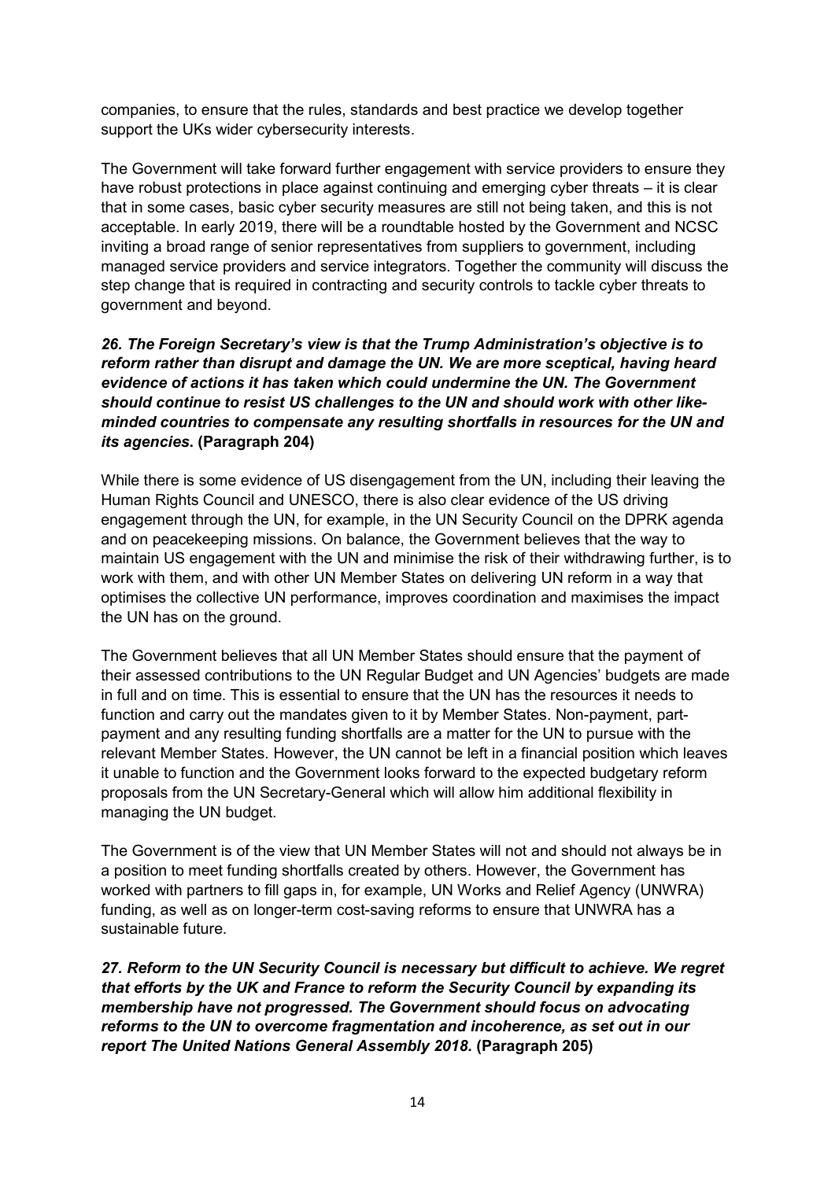companies, to ensure that the rules, standards and best practice we develop together support the UKs wider cybersecurity interests.

The Government will take forward further engagement with service providers to ensure they have robust protections in place against continuing and emerging cyber threats – it is clear that in some cases, basic cyber security measures are still not being taken, and this is not acceptable. In early 2019, there will be a roundtable hosted by the Government and NCSC inviting a broad range of senior representatives from suppliers to government, including managed service providers and service integrators. Together the community will discuss the step change that is required in contracting and security controls to tackle cyber threats to government and beyond.

***26. The Foreign Secretary's view is that the Trump Administration's objective is to reform rather than disrupt and damage the UN. We are more sceptical, having heard evidence of actions it has taken which could undermine the UN. The Government should continue to resist US challenges to the UN and should work with other like-minded countries to compensate any resulting shortfalls in resources for the UN and its agencies*. (Paragraph 204)**

While there is some evidence of US disengagement from the UN, including their leaving the Human Rights Council and UNESCO, there is also clear evidence of the US driving engagement through the UN, for example, in the UN Security Council on the DPRK agenda and on peacekeeping missions. On balance, the Government believes that the way to maintain US engagement with the UN and minimise the risk of their withdrawing further, is to work with them, and with other UN Member States on delivering UN reform in a way that optimises the collective UN performance, improves coordination and maximises the impact the UN has on the ground.

The Government believes that all UN Member States should ensure that the payment of their assessed contributions to the UN Regular Budget and UN Agencies' budgets are made in full and on time. This is essential to ensure that the UN has the resources it needs to function and carry out the mandates given to it by Member States. Non-payment, part-payment and any resulting funding shortfalls are a matter for the UN to pursue with the relevant Member States. However, the UN cannot be left in a financial position which leaves it unable to function and the Government looks forward to the expected budgetary reform proposals from the UN Secretary-General which will allow him additional flexibility in managing the UN budget.

The Government is of the view that UN Member States will not and should not always be in a position to meet funding shortfalls created by others. However, the Government has worked with partners to fill gaps in, for example, UN Works and Relief Agency (UNWRA) funding, as well as on longer-term cost-saving reforms to ensure that UNWRA has a sustainable future.

***27. Reform to the UN Security Council is necessary but difficult to achieve. We regret that efforts by the UK and France to reform the Security Council by expanding its membership have not progressed. The Government should focus on advocating reforms to the UN to overcome fragmentation and incoherence, as set out in our report The United Nations General Assembly 2018.* (Paragraph 205)**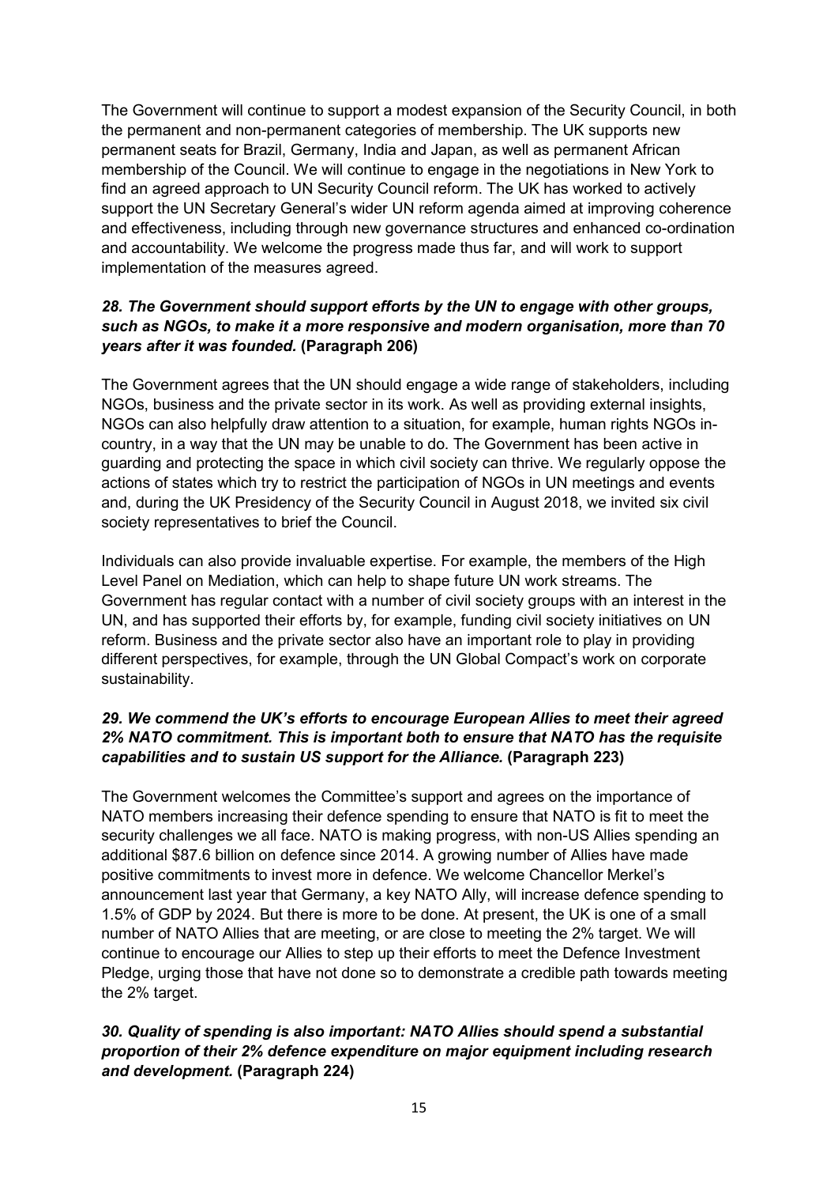The Government will continue to support a modest expansion of the Security Council, in both the permanent and non-permanent categories of membership. The UK supports new permanent seats for Brazil, Germany, India and Japan, as well as permanent African membership of the Council. We will continue to engage in the negotiations in New York to find an agreed approach to UN Security Council reform. The UK has worked to actively support the UN Secretary General's wider UN reform agenda aimed at improving coherence and effectiveness, including through new governance structures and enhanced co-ordination and accountability. We welcome the progress made thus far, and will work to support implementation of the measures agreed.

***28. The Government should support efforts by the UN to engage with other groups, such as NGOs, to make it a more responsive and modern organisation, more than 70 years after it was founded.*** **(Paragraph 206)**

The Government agrees that the UN should engage a wide range of stakeholders, including NGOs, business and the private sector in its work. As well as providing external insights, NGOs can also helpfully draw attention to a situation, for example, human rights NGOs in-country, in a way that the UN may be unable to do. The Government has been active in guarding and protecting the space in which civil society can thrive. We regularly oppose the actions of states which try to restrict the participation of NGOs in UN meetings and events and, during the UK Presidency of the Security Council in August 2018, we invited six civil society representatives to brief the Council.

Individuals can also provide invaluable expertise. For example, the members of the High Level Panel on Mediation, which can help to shape future UN work streams. The Government has regular contact with a number of civil society groups with an interest in the UN, and has supported their efforts by, for example, funding civil society initiatives on UN reform. Business and the private sector also have an important role to play in providing different perspectives, for example, through the UN Global Compact's work on corporate sustainability.

***29. We commend the UK's efforts to encourage European Allies to meet their agreed 2% NATO commitment. This is important both to ensure that NATO has the requisite capabilities and to sustain US support for the Alliance.*** **(Paragraph 223)**

The Government welcomes the Committee's support and agrees on the importance of NATO members increasing their defence spending to ensure that NATO is fit to meet the security challenges we all face. NATO is making progress, with non-US Allies spending an additional $87.6 billion on defence since 2014. A growing number of Allies have made positive commitments to invest more in defence. We welcome Chancellor Merkel's announcement last year that Germany, a key NATO Ally, will increase defence spending to 1.5% of GDP by 2024. But there is more to be done. At present, the UK is one of a small number of NATO Allies that are meeting, or are close to meeting the 2% target. We will continue to encourage our Allies to step up their efforts to meet the Defence Investment Pledge, urging those that have not done so to demonstrate a credible path towards meeting the 2% target.

***30. Quality of spending is also important: NATO Allies should spend a substantial proportion of their 2% defence expenditure on major equipment including research and development.*** **(Paragraph 224)**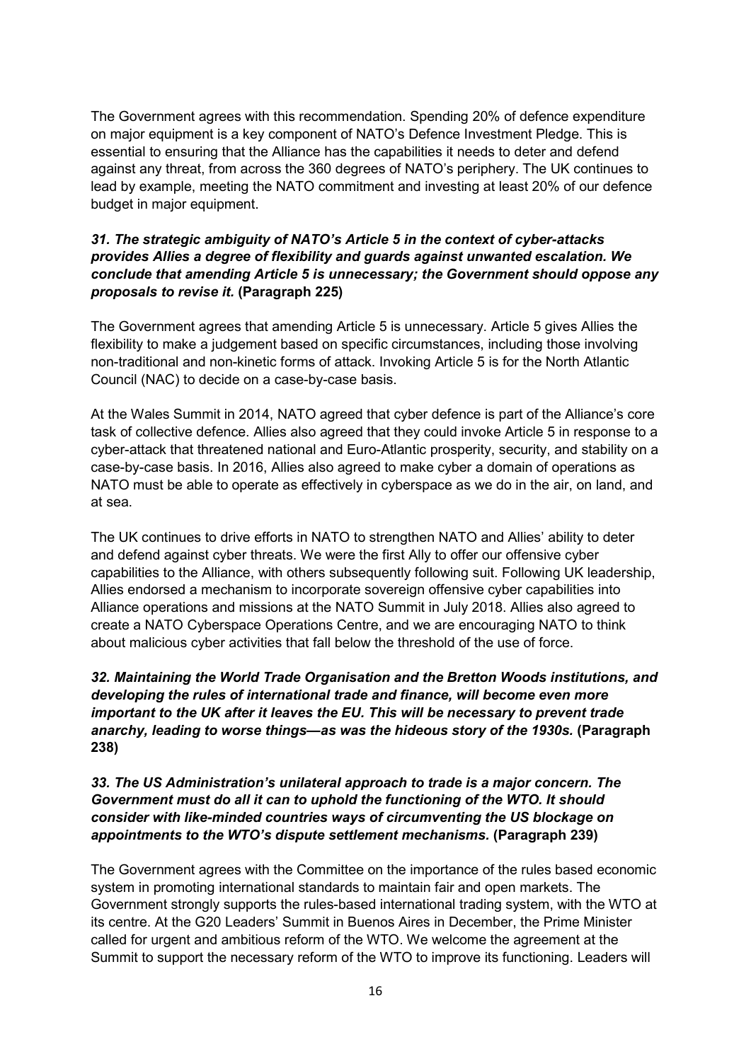The Government agrees with this recommendation. Spending 20% of defence expenditure on major equipment is a key component of NATO's Defence Investment Pledge. This is essential to ensuring that the Alliance has the capabilities it needs to deter and defend against any threat, from across the 360 degrees of NATO's periphery. The UK continues to lead by example, meeting the NATO commitment and investing at least 20% of our defence budget in major equipment.

***31. The strategic ambiguity of NATO's Article 5 in the context of cyber-attacks provides Allies a degree of flexibility and guards against unwanted escalation. We conclude that amending Article 5 is unnecessary; the Government should oppose any proposals to revise it.*** **(Paragraph 225)**

The Government agrees that amending Article 5 is unnecessary. Article 5 gives Allies the flexibility to make a judgement based on specific circumstances, including those involving non-traditional and non-kinetic forms of attack. Invoking Article 5 is for the North Atlantic Council (NAC) to decide on a case-by-case basis.

At the Wales Summit in 2014, NATO agreed that cyber defence is part of the Alliance's core task of collective defence. Allies also agreed that they could invoke Article 5 in response to a cyber-attack that threatened national and Euro-Atlantic prosperity, security, and stability on a case-by-case basis. In 2016, Allies also agreed to make cyber a domain of operations as NATO must be able to operate as effectively in cyberspace as we do in the air, on land, and at sea.

The UK continues to drive efforts in NATO to strengthen NATO and Allies' ability to deter and defend against cyber threats. We were the first Ally to offer our offensive cyber capabilities to the Alliance, with others subsequently following suit. Following UK leadership, Allies endorsed a mechanism to incorporate sovereign offensive cyber capabilities into Alliance operations and missions at the NATO Summit in July 2018. Allies also agreed to create a NATO Cyberspace Operations Centre, and we are encouraging NATO to think about malicious cyber activities that fall below the threshold of the use of force.

***32. Maintaining the World Trade Organisation and the Bretton Woods institutions, and developing the rules of international trade and finance, will become even more important to the UK after it leaves the EU. This will be necessary to prevent trade anarchy, leading to worse things—as was the hideous story of the 1930s.*** **(Paragraph 238)**

***33. The US Administration's unilateral approach to trade is a major concern. The Government must do all it can to uphold the functioning of the WTO. It should consider with like-minded countries ways of circumventing the US blockage on appointments to the WTO's dispute settlement mechanisms.*** **(Paragraph 239)**

The Government agrees with the Committee on the importance of the rules based economic system in promoting international standards to maintain fair and open markets. The Government strongly supports the rules-based international trading system, with the WTO at its centre. At the G20 Leaders' Summit in Buenos Aires in December, the Prime Minister called for urgent and ambitious reform of the WTO. We welcome the agreement at the Summit to support the necessary reform of the WTO to improve its functioning. Leaders will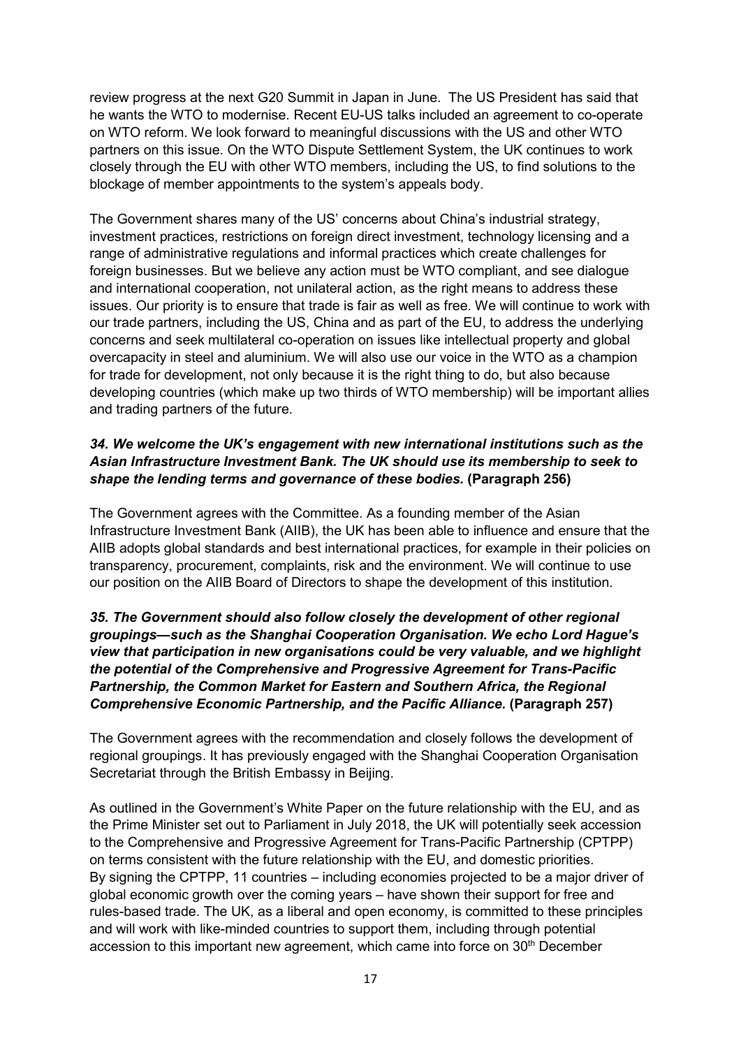review progress at the next G20 Summit in Japan in June. The US President has said that he wants the WTO to modernise. Recent EU-US talks included an agreement to co-operate on WTO reform. We look forward to meaningful discussions with the US and other WTO partners on this issue. On the WTO Dispute Settlement System, the UK continues to work closely through the EU with other WTO members, including the US, to find solutions to the blockage of member appointments to the system's appeals body.

The Government shares many of the US' concerns about China's industrial strategy, investment practices, restrictions on foreign direct investment, technology licensing and a range of administrative regulations and informal practices which create challenges for foreign businesses. But we believe any action must be WTO compliant, and see dialogue and international cooperation, not unilateral action, as the right means to address these issues. Our priority is to ensure that trade is fair as well as free. We will continue to work with our trade partners, including the US, China and as part of the EU, to address the underlying concerns and seek multilateral co-operation on issues like intellectual property and global overcapacity in steel and aluminium. We will also use our voice in the WTO as a champion for trade for development, not only because it is the right thing to do, but also because developing countries (which make up two thirds of WTO membership) will be important allies and trading partners of the future.

***34. We welcome the UK's engagement with new international institutions such as the Asian Infrastructure Investment Bank. The UK should use its membership to seek to shape the lending terms and governance of these bodies.*** **(Paragraph 256)**

The Government agrees with the Committee. As a founding member of the Asian Infrastructure Investment Bank (AIIB), the UK has been able to influence and ensure that the AIIB adopts global standards and best international practices, for example in their policies on transparency, procurement, complaints, risk and the environment. We will continue to use our position on the AIIB Board of Directors to shape the development of this institution.

***35. The Government should also follow closely the development of other regional groupings—such as the Shanghai Cooperation Organisation. We echo Lord Hague's view that participation in new organisations could be very valuable, and we highlight the potential of the Comprehensive and Progressive Agreement for Trans-Pacific Partnership, the Common Market for Eastern and Southern Africa, the Regional Comprehensive Economic Partnership, and the Pacific Alliance.*** **(Paragraph 257)**

The Government agrees with the recommendation and closely follows the development of regional groupings. It has previously engaged with the Shanghai Cooperation Organisation Secretariat through the British Embassy in Beijing.

As outlined in the Government's White Paper on the future relationship with the EU, and as the Prime Minister set out to Parliament in July 2018, the UK will potentially seek accession to the Comprehensive and Progressive Agreement for Trans-Pacific Partnership (CPTPP) on terms consistent with the future relationship with the EU, and domestic priorities. By signing the CPTPP, 11 countries – including economies projected to be a major driver of global economic growth over the coming years – have shown their support for free and rules-based trade. The UK, as a liberal and open economy, is committed to these principles and will work with like-minded countries to support them, including through potential accession to this important new agreement, which came into force on 30th December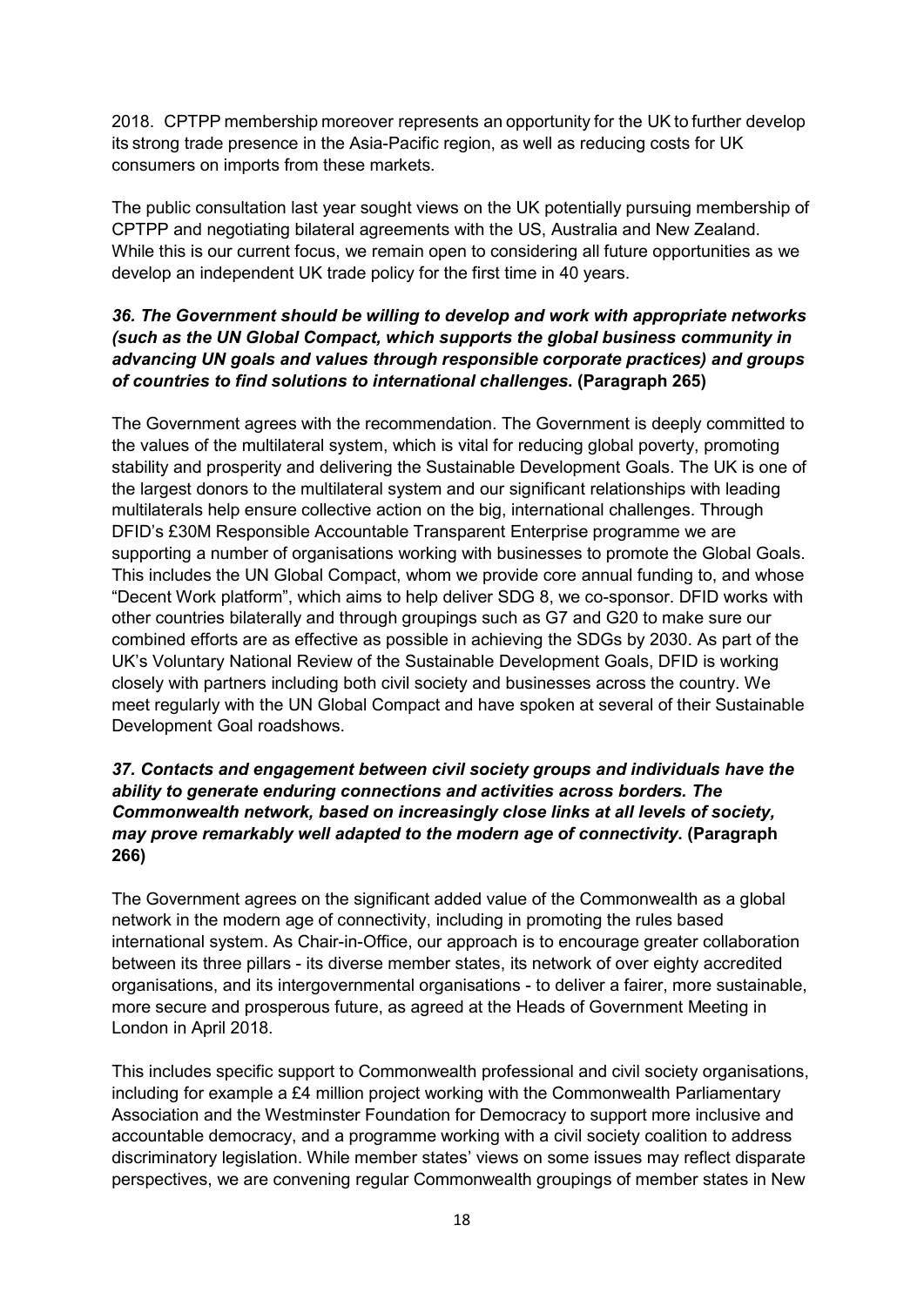2018. CPTPP membership moreover represents an opportunity for the UK to further develop its strong trade presence in the Asia-Pacific region, as well as reducing costs for UK consumers on imports from these markets.

The public consultation last year sought views on the UK potentially pursuing membership of CPTPP and negotiating bilateral agreements with the US, Australia and New Zealand. While this is our current focus, we remain open to considering all future opportunities as we develop an independent UK trade policy for the first time in 40 years.

***36. The Government should be willing to develop and work with appropriate networks (such as the UN Global Compact, which supports the global business community in advancing UN goals and values through responsible corporate practices) and groups of countries to find solutions to international challenges.* (Paragraph 265)**

The Government agrees with the recommendation. The Government is deeply committed to the values of the multilateral system, which is vital for reducing global poverty, promoting stability and prosperity and delivering the Sustainable Development Goals. The UK is one of the largest donors to the multilateral system and our significant relationships with leading multilaterals help ensure collective action on the big, international challenges. Through DFID's £30M Responsible Accountable Transparent Enterprise programme we are supporting a number of organisations working with businesses to promote the Global Goals. This includes the UN Global Compact, whom we provide core annual funding to, and whose "Decent Work platform", which aims to help deliver SDG 8, we co-sponsor. DFID works with other countries bilaterally and through groupings such as G7 and G20 to make sure our combined efforts are as effective as possible in achieving the SDGs by 2030. As part of the UK's Voluntary National Review of the Sustainable Development Goals, DFID is working closely with partners including both civil society and businesses across the country. We meet regularly with the UN Global Compact and have spoken at several of their Sustainable Development Goal roadshows.

***37. Contacts and engagement between civil society groups and individuals have the ability to generate enduring connections and activities across borders. The Commonwealth network, based on increasingly close links at all levels of society, may prove remarkably well adapted to the modern age of connectivity.* (Paragraph 266)**

The Government agrees on the significant added value of the Commonwealth as a global network in the modern age of connectivity, including in promoting the rules based international system. As Chair-in-Office, our approach is to encourage greater collaboration between its three pillars - its diverse member states, its network of over eighty accredited organisations, and its intergovernmental organisations - to deliver a fairer, more sustainable, more secure and prosperous future, as agreed at the Heads of Government Meeting in London in April 2018.

This includes specific support to Commonwealth professional and civil society organisations, including for example a £4 million project working with the Commonwealth Parliamentary Association and the Westminster Foundation for Democracy to support more inclusive and accountable democracy, and a programme working with a civil society coalition to address discriminatory legislation. While member states' views on some issues may reflect disparate perspectives, we are convening regular Commonwealth groupings of member states in New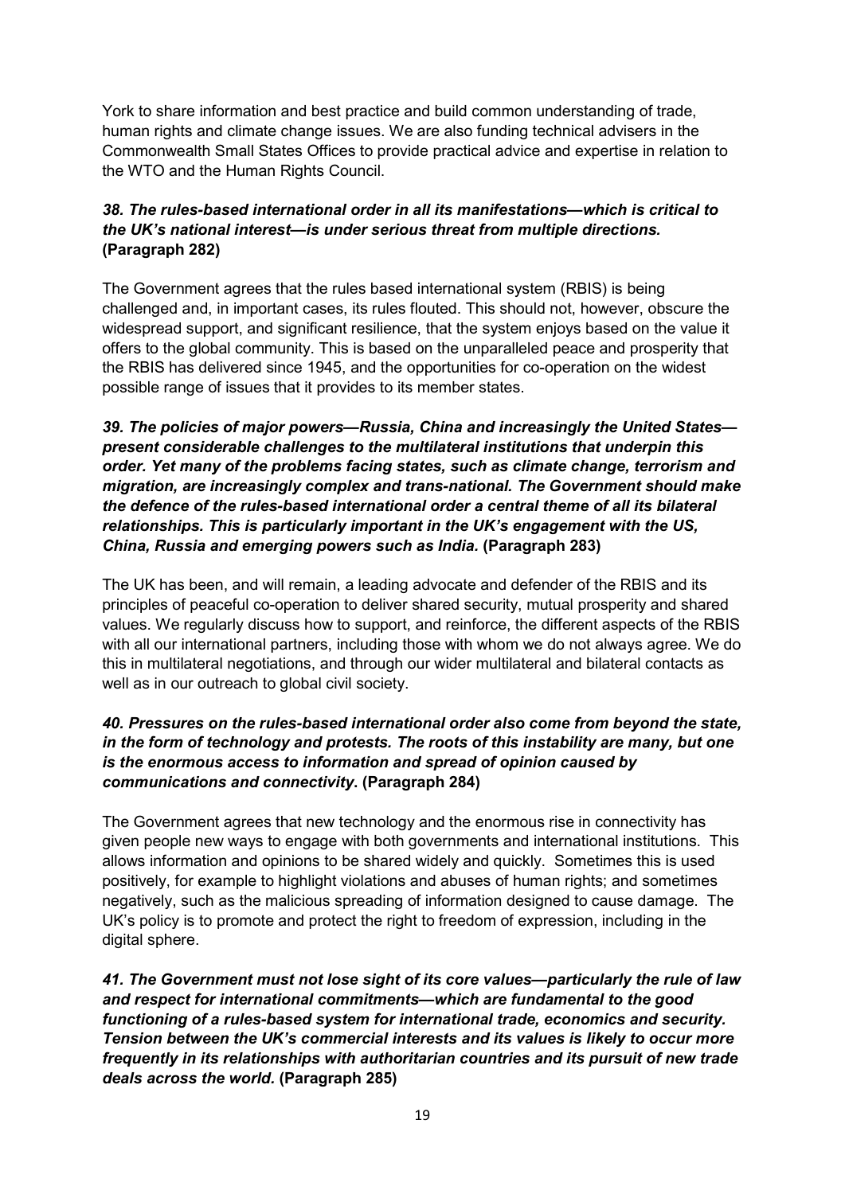York to share information and best practice and build common understanding of trade, human rights and climate change issues. We are also funding technical advisers in the Commonwealth Small States Offices to provide practical advice and expertise in relation to the WTO and the Human Rights Council.

***38. The rules-based international order in all its manifestations—which is critical to the UK's national interest—is under serious threat from multiple directions.*** **(Paragraph 282)**

The Government agrees that the rules based international system (RBIS) is being challenged and, in important cases, its rules flouted. This should not, however, obscure the widespread support, and significant resilience, that the system enjoys based on the value it offers to the global community. This is based on the unparalleled peace and prosperity that the RBIS has delivered since 1945, and the opportunities for co-operation on the widest possible range of issues that it provides to its member states.

***39. The policies of major powers—Russia, China and increasingly the United States—present considerable challenges to the multilateral institutions that underpin this order. Yet many of the problems facing states, such as climate change, terrorism and migration, are increasingly complex and trans-national. The Government should make the defence of the rules-based international order a central theme of all its bilateral relationships. This is particularly important in the UK's engagement with the US, China, Russia and emerging powers such as India.*** **(Paragraph 283)**

The UK has been, and will remain, a leading advocate and defender of the RBIS and its principles of peaceful co-operation to deliver shared security, mutual prosperity and shared values. We regularly discuss how to support, and reinforce, the different aspects of the RBIS with all our international partners, including those with whom we do not always agree. We do this in multilateral negotiations, and through our wider multilateral and bilateral contacts as well as in our outreach to global civil society.

***40. Pressures on the rules-based international order also come from beyond the state, in the form of technology and protests. The roots of this instability are many, but one is the enormous access to information and spread of opinion caused by communications and connectivity.*** **(Paragraph 284)**

The Government agrees that new technology and the enormous rise in connectivity has given people new ways to engage with both governments and international institutions. This allows information and opinions to be shared widely and quickly. Sometimes this is used positively, for example to highlight violations and abuses of human rights; and sometimes negatively, such as the malicious spreading of information designed to cause damage. The UK's policy is to promote and protect the right to freedom of expression, including in the digital sphere.

***41. The Government must not lose sight of its core values—particularly the rule of law and respect for international commitments—which are fundamental to the good functioning of a rules-based system for international trade, economics and security. Tension between the UK's commercial interests and its values is likely to occur more frequently in its relationships with authoritarian countries and its pursuit of new trade deals across the world.*** **(Paragraph 285)**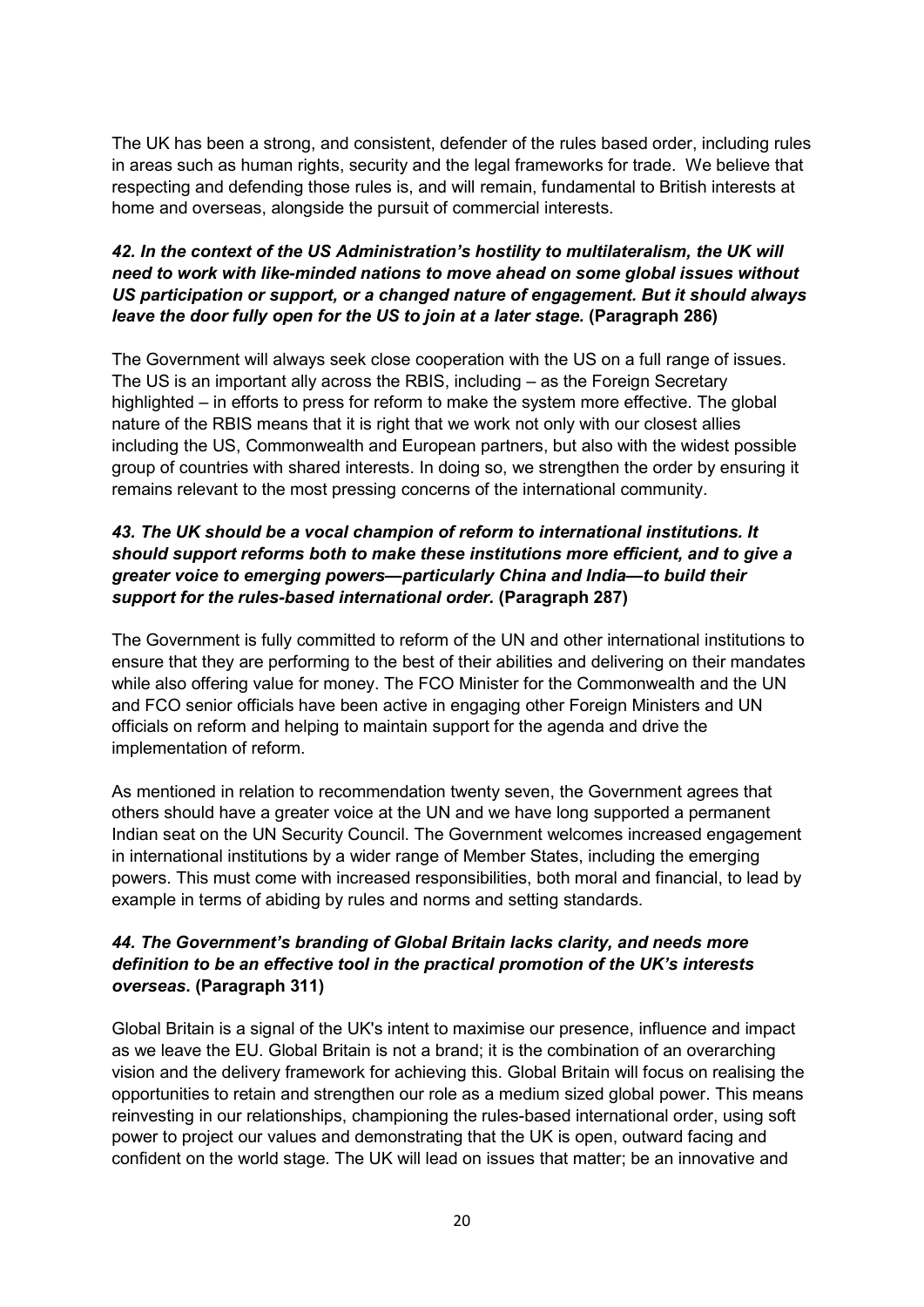The UK has been a strong, and consistent, defender of the rules based order, including rules in areas such as human rights, security and the legal frameworks for trade. We believe that respecting and defending those rules is, and will remain, fundamental to British interests at home and overseas, alongside the pursuit of commercial interests.

***42. In the context of the US Administration's hostility to multilateralism, the UK will need to work with like-minded nations to move ahead on some global issues without US participation or support, or a changed nature of engagement. But it should always leave the door fully open for the US to join at a later stage.*** **(Paragraph 286)**

The Government will always seek close cooperation with the US on a full range of issues. The US is an important ally across the RBIS, including – as the Foreign Secretary highlighted – in efforts to press for reform to make the system more effective. The global nature of the RBIS means that it is right that we work not only with our closest allies including the US, Commonwealth and European partners, but also with the widest possible group of countries with shared interests. In doing so, we strengthen the order by ensuring it remains relevant to the most pressing concerns of the international community.

***43. The UK should be a vocal champion of reform to international institutions. It should support reforms both to make these institutions more efficient, and to give a greater voice to emerging powers—particularly China and India—to build their support for the rules-based international order.*** **(Paragraph 287)**

The Government is fully committed to reform of the UN and other international institutions to ensure that they are performing to the best of their abilities and delivering on their mandates while also offering value for money. The FCO Minister for the Commonwealth and the UN and FCO senior officials have been active in engaging other Foreign Ministers and UN officials on reform and helping to maintain support for the agenda and drive the implementation of reform.

As mentioned in relation to recommendation twenty seven, the Government agrees that others should have a greater voice at the UN and we have long supported a permanent Indian seat on the UN Security Council. The Government welcomes increased engagement in international institutions by a wider range of Member States, including the emerging powers. This must come with increased responsibilities, both moral and financial, to lead by example in terms of abiding by rules and norms and setting standards.

***44. The Government's branding of Global Britain lacks clarity, and needs more definition to be an effective tool in the practical promotion of the UK's interests overseas*. (Paragraph 311)**

Global Britain is a signal of the UK's intent to maximise our presence, influence and impact as we leave the EU. Global Britain is not a brand; it is the combination of an overarching vision and the delivery framework for achieving this. Global Britain will focus on realising the opportunities to retain and strengthen our role as a medium sized global power. This means reinvesting in our relationships, championing the rules-based international order, using soft power to project our values and demonstrating that the UK is open, outward facing and confident on the world stage. The UK will lead on issues that matter; be an innovative and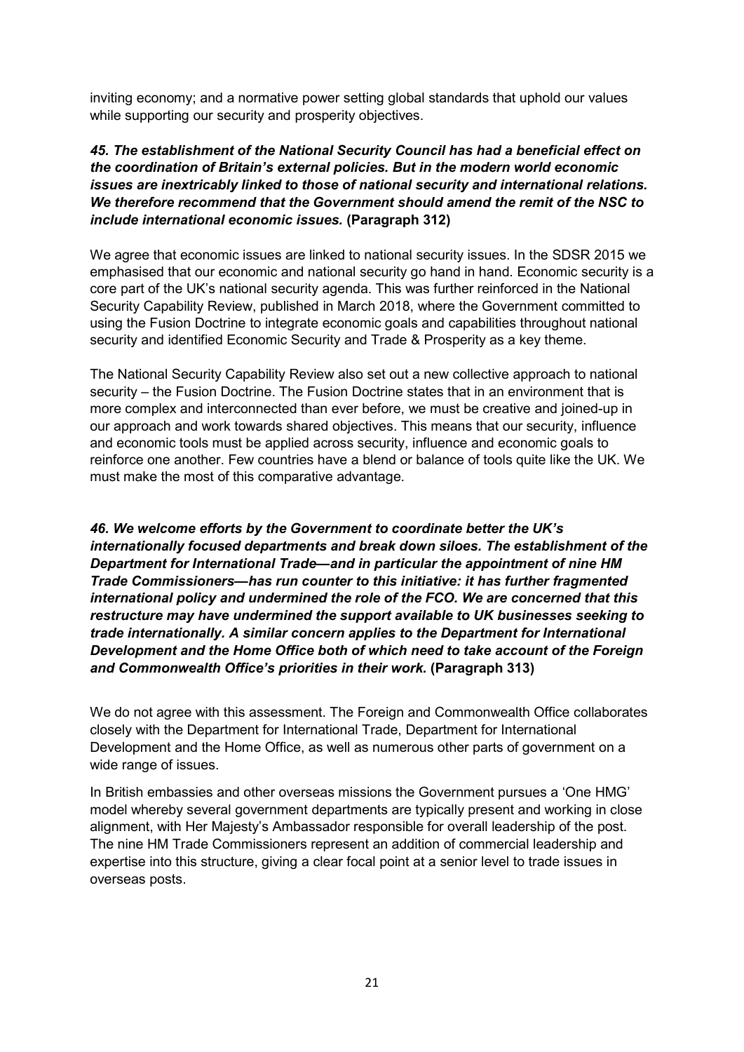inviting economy; and a normative power setting global standards that uphold our values while supporting our security and prosperity objectives.

***45. The establishment of the National Security Council has had a beneficial effect on the coordination of Britain's external policies. But in the modern world economic issues are inextricably linked to those of national security and international relations. We therefore recommend that the Government should amend the remit of the NSC to include international economic issues.*** **(Paragraph 312)**

We agree that economic issues are linked to national security issues. In the SDSR 2015 we emphasised that our economic and national security go hand in hand. Economic security is a core part of the UK's national security agenda. This was further reinforced in the National Security Capability Review, published in March 2018, where the Government committed to using the Fusion Doctrine to integrate economic goals and capabilities throughout national security and identified Economic Security and Trade & Prosperity as a key theme.

The National Security Capability Review also set out a new collective approach to national security – the Fusion Doctrine. The Fusion Doctrine states that in an environment that is more complex and interconnected than ever before, we must be creative and joined-up in our approach and work towards shared objectives. This means that our security, influence and economic tools must be applied across security, influence and economic goals to reinforce one another. Few countries have a blend or balance of tools quite like the UK. We must make the most of this comparative advantage.

***46. We welcome efforts by the Government to coordinate better the UK's internationally focused departments and break down siloes. The establishment of the Department for International Trade—and in particular the appointment of nine HM Trade Commissioners—has run counter to this initiative: it has further fragmented international policy and undermined the role of the FCO. We are concerned that this restructure may have undermined the support available to UK businesses seeking to trade internationally. A similar concern applies to the Department for International Development and the Home Office both of which need to take account of the Foreign and Commonwealth Office's priorities in their work.*** **(Paragraph 313)**

We do not agree with this assessment. The Foreign and Commonwealth Office collaborates closely with the Department for International Trade, Department for International Development and the Home Office, as well as numerous other parts of government on a wide range of issues.

In British embassies and other overseas missions the Government pursues a 'One HMG' model whereby several government departments are typically present and working in close alignment, with Her Majesty's Ambassador responsible for overall leadership of the post. The nine HM Trade Commissioners represent an addition of commercial leadership and expertise into this structure, giving a clear focal point at a senior level to trade issues in overseas posts.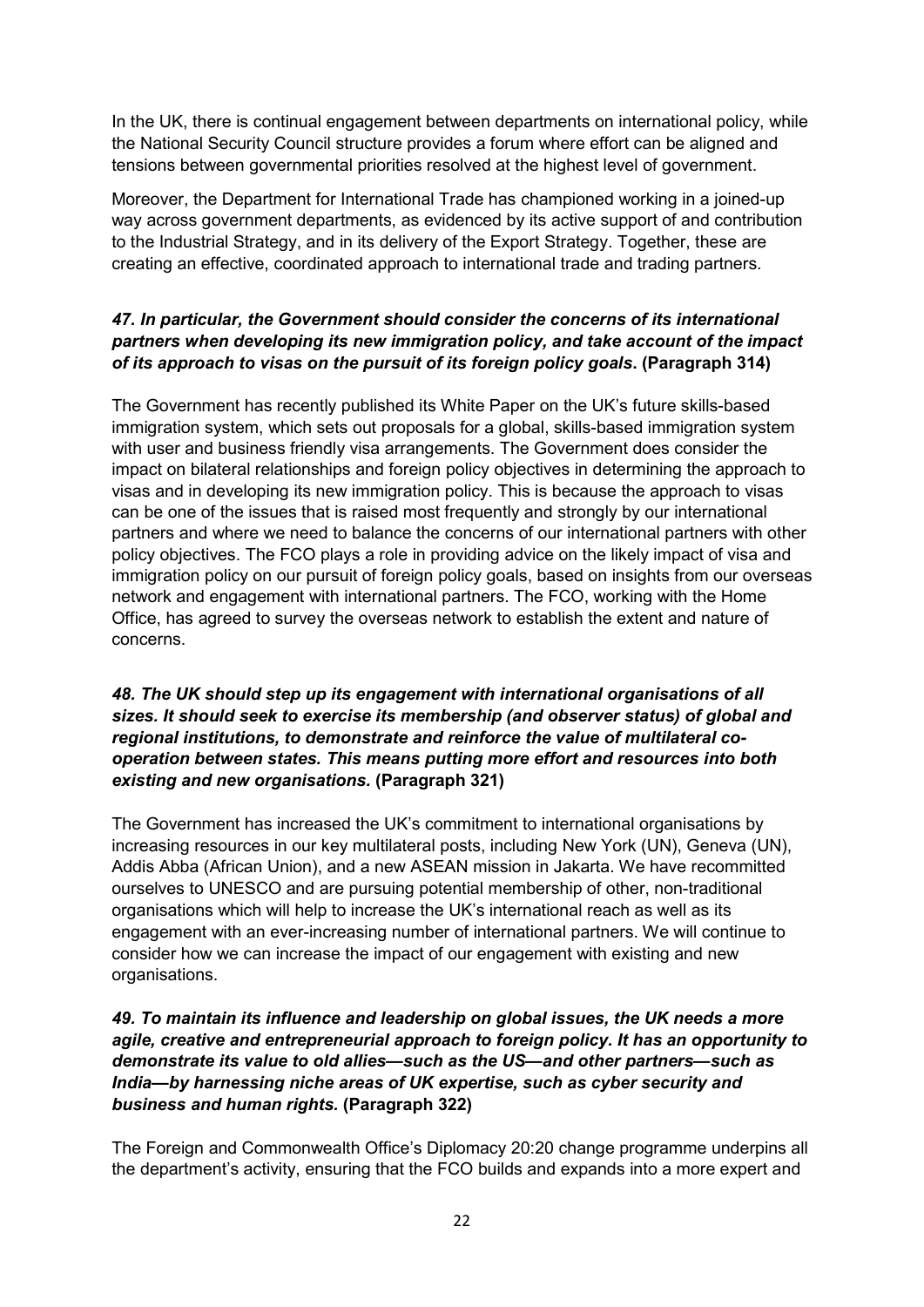In the UK, there is continual engagement between departments on international policy, while the National Security Council structure provides a forum where effort can be aligned and tensions between governmental priorities resolved at the highest level of government.

Moreover, the Department for International Trade has championed working in a joined-up way across government departments, as evidenced by its active support of and contribution to the Industrial Strategy, and in its delivery of the Export Strategy. Together, these are creating an effective, coordinated approach to international trade and trading partners.

***47. In particular, the Government should consider the concerns of its international partners when developing its new immigration policy, and take account of the impact of its approach to visas on the pursuit of its foreign policy goals.*** **(Paragraph 314)**

The Government has recently published its White Paper on the UK's future skills-based immigration system, which sets out proposals for a global, skills-based immigration system with user and business friendly visa arrangements. The Government does consider the impact on bilateral relationships and foreign policy objectives in determining the approach to visas and in developing its new immigration policy. This is because the approach to visas can be one of the issues that is raised most frequently and strongly by our international partners and where we need to balance the concerns of our international partners with other policy objectives. The FCO plays a role in providing advice on the likely impact of visa and immigration policy on our pursuit of foreign policy goals, based on insights from our overseas network and engagement with international partners. The FCO, working with the Home Office, has agreed to survey the overseas network to establish the extent and nature of concerns.

***48. The UK should step up its engagement with international organisations of all sizes. It should seek to exercise its membership (and observer status) of global and regional institutions, to demonstrate and reinforce the value of multilateral co-operation between states. This means putting more effort and resources into both existing and new organisations.*** **(Paragraph 321)**

The Government has increased the UK's commitment to international organisations by increasing resources in our key multilateral posts, including New York (UN), Geneva (UN), Addis Abba (African Union), and a new ASEAN mission in Jakarta. We have recommitted ourselves to UNESCO and are pursuing potential membership of other, non-traditional organisations which will help to increase the UK's international reach as well as its engagement with an ever-increasing number of international partners. We will continue to consider how we can increase the impact of our engagement with existing and new organisations.

***49. To maintain its influence and leadership on global issues, the UK needs a more agile, creative and entrepreneurial approach to foreign policy. It has an opportunity to demonstrate its value to old allies—such as the US—and other partners—such as India—by harnessing niche areas of UK expertise, such as cyber security and business and human rights.*** **(Paragraph 322)**

The Foreign and Commonwealth Office's Diplomacy 20:20 change programme underpins all the department's activity, ensuring that the FCO builds and expands into a more expert and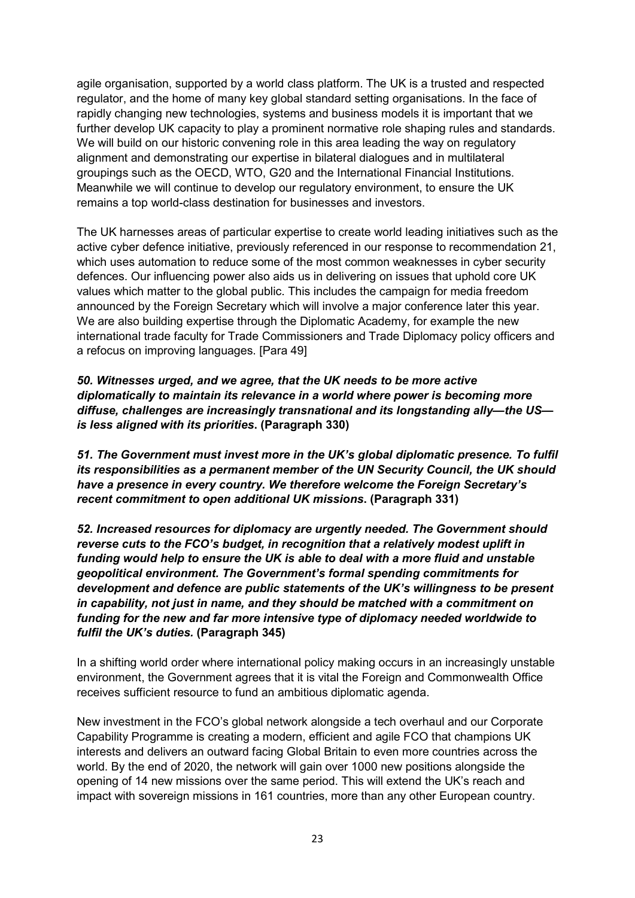agile organisation, supported by a world class platform. The UK is a trusted and respected regulator, and the home of many key global standard setting organisations. In the face of rapidly changing new technologies, systems and business models it is important that we further develop UK capacity to play a prominent normative role shaping rules and standards. We will build on our historic convening role in this area leading the way on regulatory alignment and demonstrating our expertise in bilateral dialogues and in multilateral groupings such as the OECD, WTO, G20 and the International Financial Institutions. Meanwhile we will continue to develop our regulatory environment, to ensure the UK remains a top world-class destination for businesses and investors.

The UK harnesses areas of particular expertise to create world leading initiatives such as the active cyber defence initiative, previously referenced in our response to recommendation 21, which uses automation to reduce some of the most common weaknesses in cyber security defences. Our influencing power also aids us in delivering on issues that uphold core UK values which matter to the global public. This includes the campaign for media freedom announced by the Foreign Secretary which will involve a major conference later this year. We are also building expertise through the Diplomatic Academy, for example the new international trade faculty for Trade Commissioners and Trade Diplomacy policy officers and a refocus on improving languages. [Para 49]

***50. Witnesses urged, and we agree, that the UK needs to be more active diplomatically to maintain its relevance in a world where power is becoming more diffuse, challenges are increasingly transnational and its longstanding ally—the US—is less aligned with its priorities*. (Paragraph 330)**

***51. The Government must invest more in the UK's global diplomatic presence. To fulfil its responsibilities as a permanent member of the UN Security Council, the UK should have a presence in every country. We therefore welcome the Foreign Secretary's recent commitment to open additional UK missions*. (Paragraph 331)**

***52. Increased resources for diplomacy are urgently needed. The Government should reverse cuts to the FCO's budget, in recognition that a relatively modest uplift in funding would help to ensure the UK is able to deal with a more fluid and unstable geopolitical environment. The Government's formal spending commitments for development and defence are public statements of the UK's willingness to be present in capability, not just in name, and they should be matched with a commitment on funding for the new and far more intensive type of diplomacy needed worldwide to fulfil the UK's duties.* (Paragraph 345)**

In a shifting world order where international policy making occurs in an increasingly unstable environment, the Government agrees that it is vital the Foreign and Commonwealth Office receives sufficient resource to fund an ambitious diplomatic agenda.

New investment in the FCO's global network alongside a tech overhaul and our Corporate Capability Programme is creating a modern, efficient and agile FCO that champions UK interests and delivers an outward facing Global Britain to even more countries across the world. By the end of 2020, the network will gain over 1000 new positions alongside the opening of 14 new missions over the same period. This will extend the UK's reach and impact with sovereign missions in 161 countries, more than any other European country.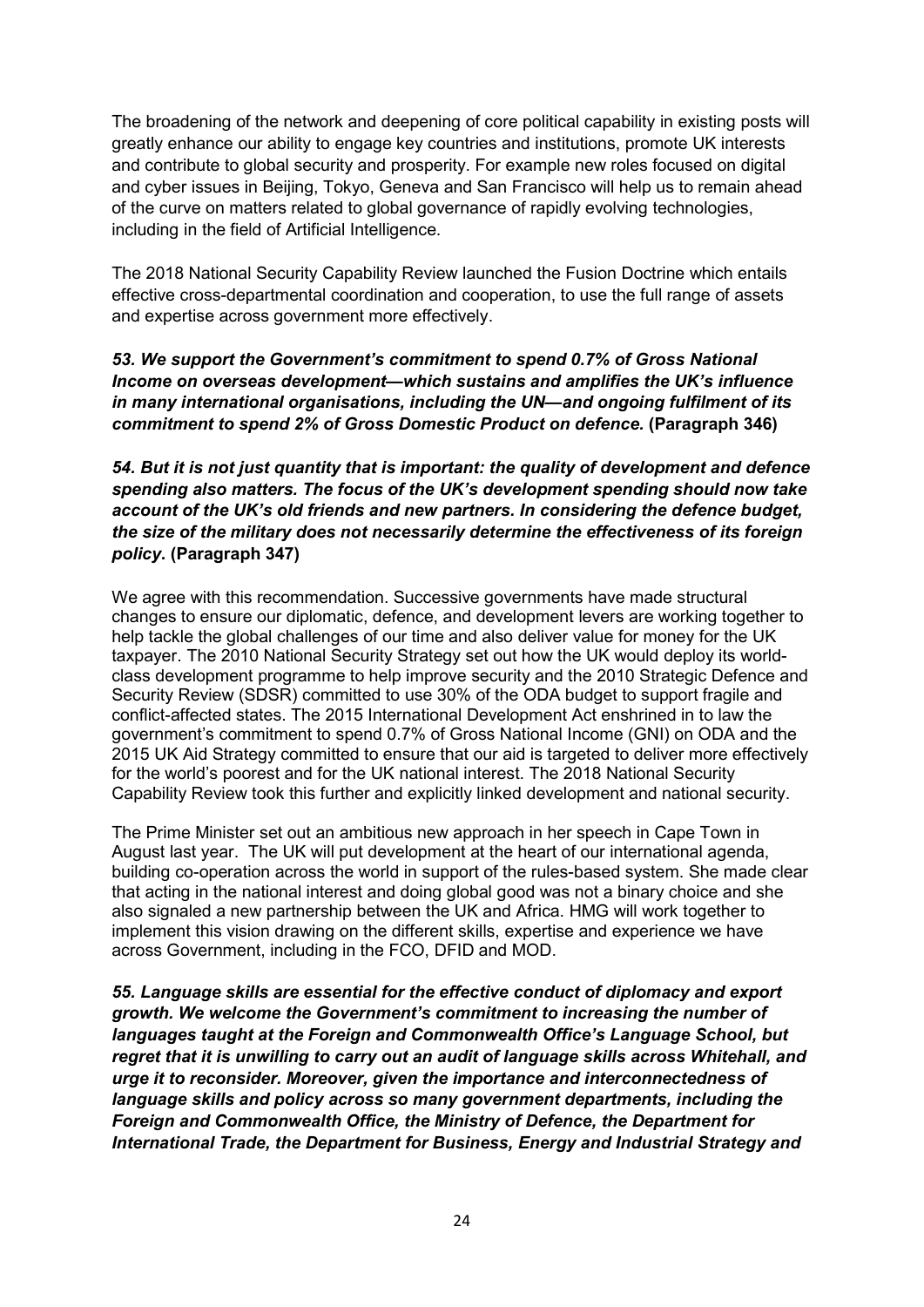The broadening of the network and deepening of core political capability in existing posts will greatly enhance our ability to engage key countries and institutions, promote UK interests and contribute to global security and prosperity. For example new roles focused on digital and cyber issues in Beijing, Tokyo, Geneva and San Francisco will help us to remain ahead of the curve on matters related to global governance of rapidly evolving technologies, including in the field of Artificial Intelligence.

The 2018 National Security Capability Review launched the Fusion Doctrine which entails effective cross-departmental coordination and cooperation, to use the full range of assets and expertise across government more effectively.

***53. We support the Government's commitment to spend 0.7% of Gross National Income on overseas development—which sustains and amplifies the UK's influence in many international organisations, including the UN—and ongoing fulfilment of its commitment to spend 2% of Gross Domestic Product on defence.*** **(Paragraph 346)**

***54. But it is not just quantity that is important: the quality of development and defence spending also matters. The focus of the UK's development spending should now take account of the UK's old friends and new partners. In considering the defence budget, the size of the military does not necessarily determine the effectiveness of its foreign policy*****. (Paragraph 347)**

We agree with this recommendation. Successive governments have made structural changes to ensure our diplomatic, defence, and development levers are working together to help tackle the global challenges of our time and also deliver value for money for the UK taxpayer. The 2010 National Security Strategy set out how the UK would deploy its world-class development programme to help improve security and the 2010 Strategic Defence and Security Review (SDSR) committed to use 30% of the ODA budget to support fragile and conflict-affected states. The 2015 International Development Act enshrined in to law the government's commitment to spend 0.7% of Gross National Income (GNI) on ODA and the 2015 UK Aid Strategy committed to ensure that our aid is targeted to deliver more effectively for the world's poorest and for the UK national interest. The 2018 National Security Capability Review took this further and explicitly linked development and national security.

The Prime Minister set out an ambitious new approach in her speech in Cape Town in August last year. The UK will put development at the heart of our international agenda, building co-operation across the world in support of the rules-based system. She made clear that acting in the national interest and doing global good was not a binary choice and she also signaled a new partnership between the UK and Africa. HMG will work together to implement this vision drawing on the different skills, expertise and experience we have across Government, including in the FCO, DFID and MOD.

***55. Language skills are essential for the effective conduct of diplomacy and export growth. We welcome the Government's commitment to increasing the number of languages taught at the Foreign and Commonwealth Office's Language School, but regret that it is unwilling to carry out an audit of language skills across Whitehall, and urge it to reconsider. Moreover, given the importance and interconnectedness of language skills and policy across so many government departments, including the Foreign and Commonwealth Office, the Ministry of Defence, the Department for International Trade, the Department for Business, Energy and Industrial Strategy and***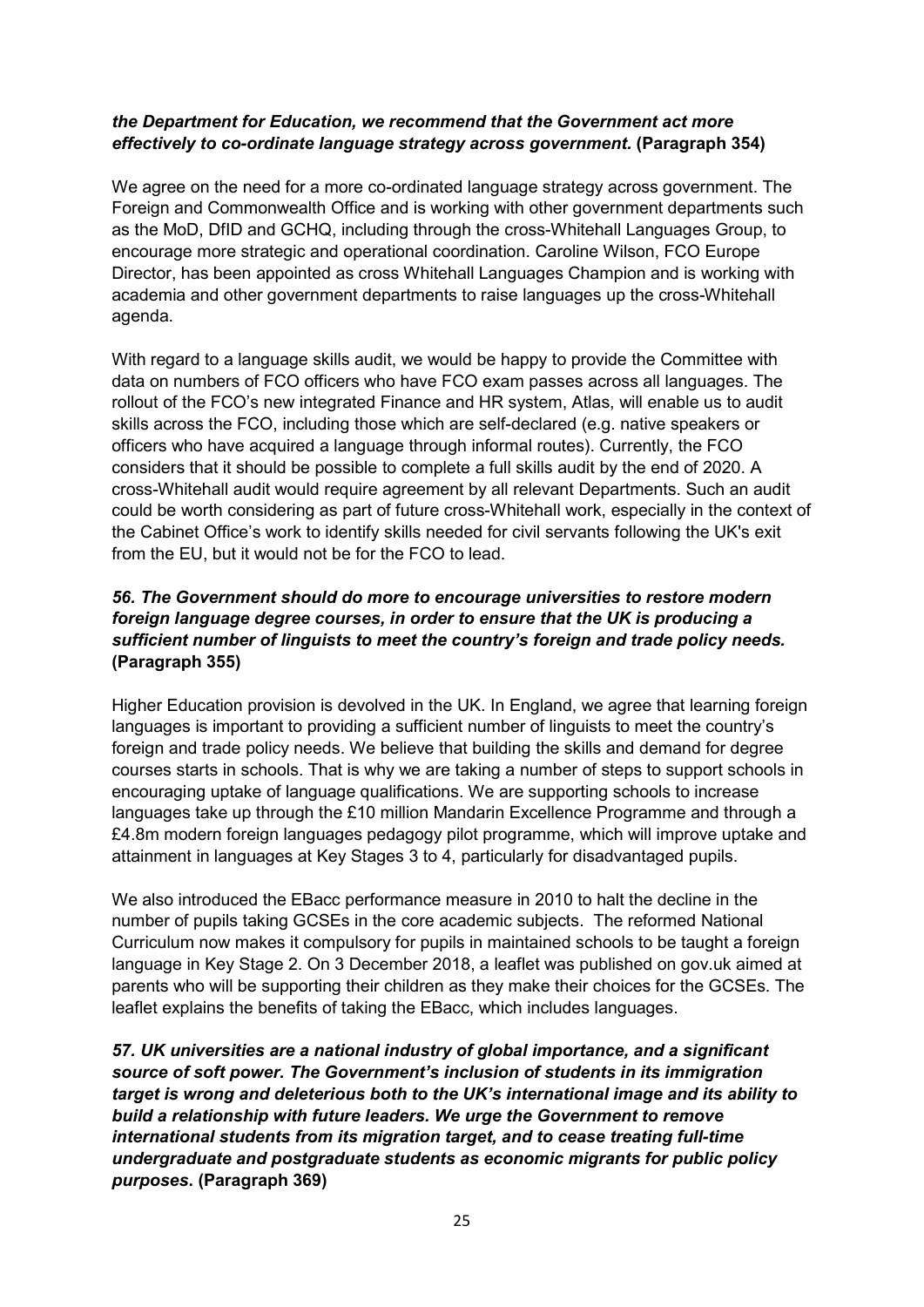***the Department for Education, we recommend that the Government act more effectively to co-ordinate language strategy across government.* (Paragraph 354)**

We agree on the need for a more co-ordinated language strategy across government. The Foreign and Commonwealth Office and is working with other government departments such as the MoD, DfID and GCHQ, including through the cross-Whitehall Languages Group, to encourage more strategic and operational coordination. Caroline Wilson, FCO Europe Director, has been appointed as cross Whitehall Languages Champion and is working with academia and other government departments to raise languages up the cross-Whitehall agenda.

With regard to a language skills audit, we would be happy to provide the Committee with data on numbers of FCO officers who have FCO exam passes across all languages. The rollout of the FCO's new integrated Finance and HR system, Atlas, will enable us to audit skills across the FCO, including those which are self-declared (e.g. native speakers or officers who have acquired a language through informal routes). Currently, the FCO considers that it should be possible to complete a full skills audit by the end of 2020. A cross-Whitehall audit would require agreement by all relevant Departments. Such an audit could be worth considering as part of future cross-Whitehall work, especially in the context of the Cabinet Office's work to identify skills needed for civil servants following the UK's exit from the EU, but it would not be for the FCO to lead.

***56. The Government should do more to encourage universities to restore modern foreign language degree courses, in order to ensure that the UK is producing a sufficient number of linguists to meet the country's foreign and trade policy needs.* (Paragraph 355)**

Higher Education provision is devolved in the UK. In England, we agree that learning foreign languages is important to providing a sufficient number of linguists to meet the country's foreign and trade policy needs. We believe that building the skills and demand for degree courses starts in schools. That is why we are taking a number of steps to support schools in encouraging uptake of language qualifications. We are supporting schools to increase languages take up through the £10 million Mandarin Excellence Programme and through a £4.8m modern foreign languages pedagogy pilot programme, which will improve uptake and attainment in languages at Key Stages 3 to 4, particularly for disadvantaged pupils.

We also introduced the EBacc performance measure in 2010 to halt the decline in the number of pupils taking GCSEs in the core academic subjects. The reformed National Curriculum now makes it compulsory for pupils in maintained schools to be taught a foreign language in Key Stage 2. On 3 December 2018, a leaflet was published on gov.uk aimed at parents who will be supporting their children as they make their choices for the GCSEs. The leaflet explains the benefits of taking the EBacc, which includes languages.

***57. UK universities are a national industry of global importance, and a significant source of soft power. The Government's inclusion of students in its immigration target is wrong and deleterious both to the UK's international image and its ability to build a relationship with future leaders. We urge the Government to remove international students from its migration target, and to cease treating full-time undergraduate and postgraduate students as economic migrants for public policy purposes*. (Paragraph 369)**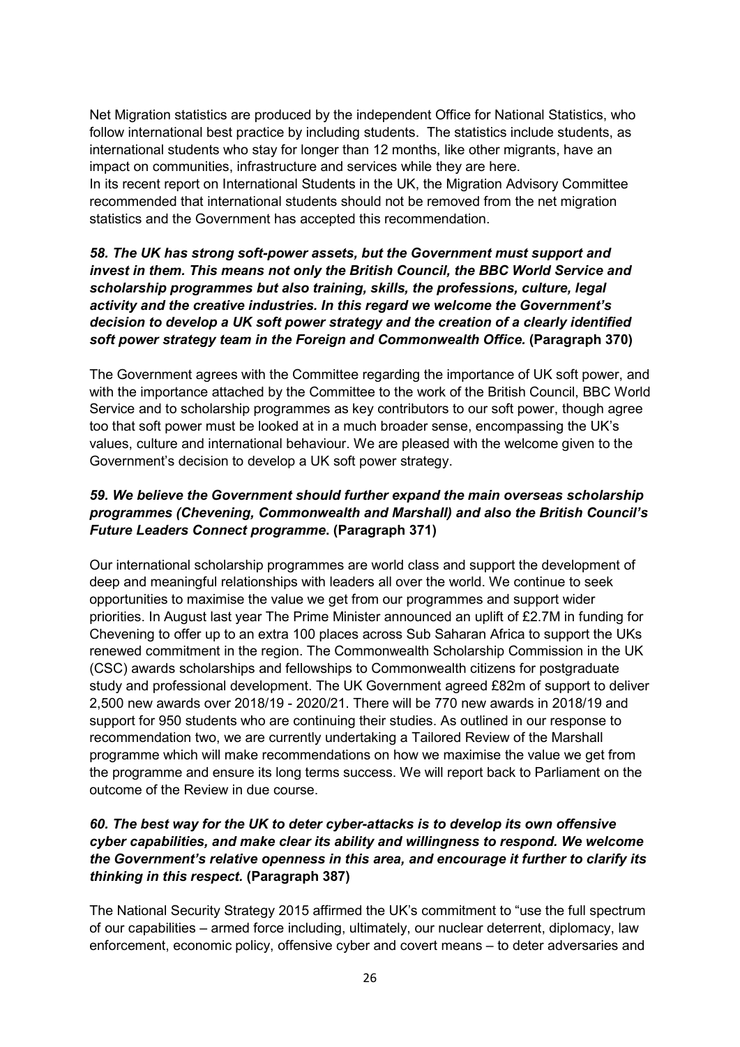Net Migration statistics are produced by the independent Office for National Statistics, who follow international best practice by including students. The statistics include students, as international students who stay for longer than 12 months, like other migrants, have an impact on communities, infrastructure and services while they are here.
In its recent report on International Students in the UK, the Migration Advisory Committee recommended that international students should not be removed from the net migration statistics and the Government has accepted this recommendation.

***58. The UK has strong soft-power assets, but the Government must support and invest in them. This means not only the British Council, the BBC World Service and scholarship programmes but also training, skills, the professions, culture, legal activity and the creative industries. In this regard we welcome the Government's decision to develop a UK soft power strategy and the creation of a clearly identified soft power strategy team in the Foreign and Commonwealth Office.*** **(Paragraph 370)**

The Government agrees with the Committee regarding the importance of UK soft power, and with the importance attached by the Committee to the work of the British Council, BBC World Service and to scholarship programmes as key contributors to our soft power, though agree too that soft power must be looked at in a much broader sense, encompassing the UK's values, culture and international behaviour. We are pleased with the welcome given to the Government's decision to develop a UK soft power strategy.

***59. We believe the Government should further expand the main overseas scholarship programmes (Chevening, Commonwealth and Marshall) and also the British Council's Future Leaders Connect programme*****. (Paragraph 371)**

Our international scholarship programmes are world class and support the development of deep and meaningful relationships with leaders all over the world. We continue to seek opportunities to maximise the value we get from our programmes and support wider priorities. In August last year The Prime Minister announced an uplift of £2.7M in funding for Chevening to offer up to an extra 100 places across Sub Saharan Africa to support the UKs renewed commitment in the region. The Commonwealth Scholarship Commission in the UK (CSC) awards scholarships and fellowships to Commonwealth citizens for postgraduate study and professional development. The UK Government agreed £82m of support to deliver 2,500 new awards over 2018/19 - 2020/21. There will be 770 new awards in 2018/19 and support for 950 students who are continuing their studies. As outlined in our response to recommendation two, we are currently undertaking a Tailored Review of the Marshall programme which will make recommendations on how we maximise the value we get from the programme and ensure its long terms success. We will report back to Parliament on the outcome of the Review in due course.

***60. The best way for the UK to deter cyber-attacks is to develop its own offensive cyber capabilities, and make clear its ability and willingness to respond. We welcome the Government's relative openness in this area, and encourage it further to clarify its thinking in this respect.*** **(Paragraph 387)**

The National Security Strategy 2015 affirmed the UK's commitment to "use the full spectrum of our capabilities – armed force including, ultimately, our nuclear deterrent, diplomacy, law enforcement, economic policy, offensive cyber and covert means – to deter adversaries and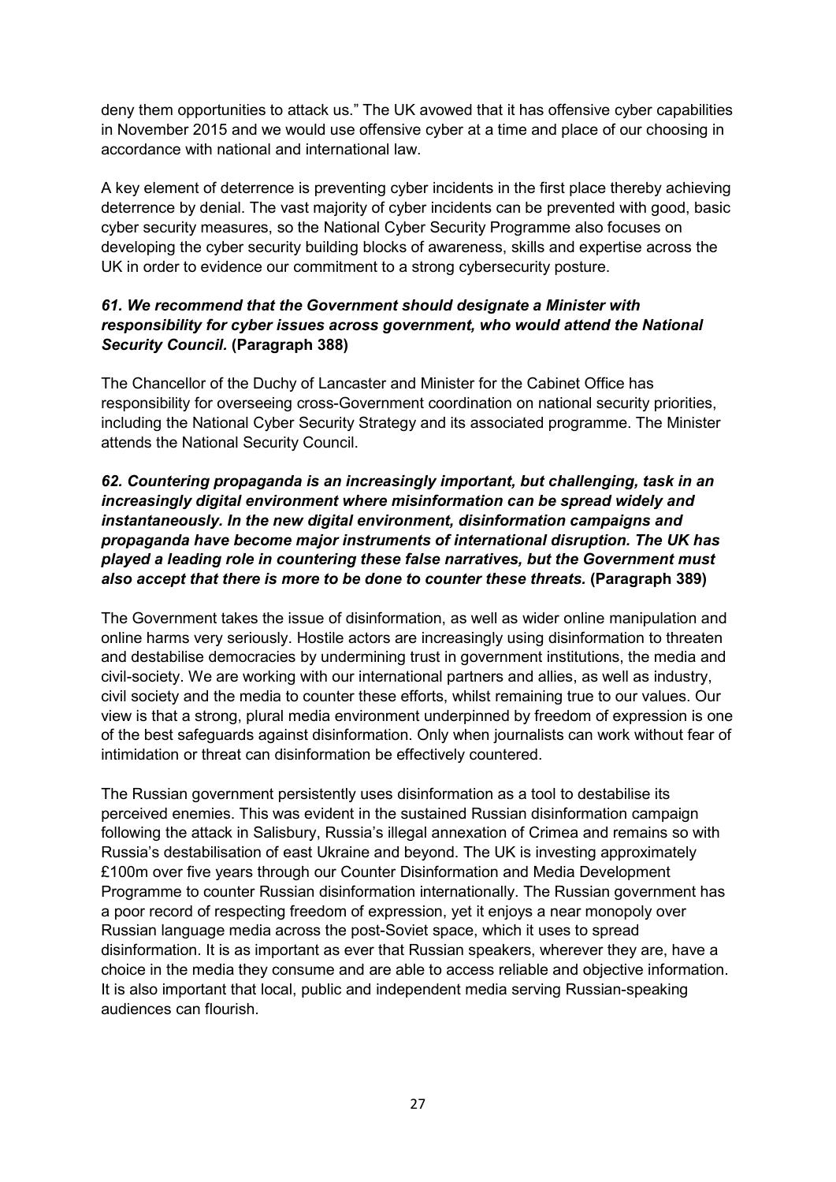deny them opportunities to attack us." The UK avowed that it has offensive cyber capabilities in November 2015 and we would use offensive cyber at a time and place of our choosing in accordance with national and international law.

A key element of deterrence is preventing cyber incidents in the first place thereby achieving deterrence by denial. The vast majority of cyber incidents can be prevented with good, basic cyber security measures, so the National Cyber Security Programme also focuses on developing the cyber security building blocks of awareness, skills and expertise across the UK in order to evidence our commitment to a strong cybersecurity posture.

***61. We recommend that the Government should designate a Minister with responsibility for cyber issues across government, who would attend the National Security Council.*** **(Paragraph 388)**

The Chancellor of the Duchy of Lancaster and Minister for the Cabinet Office has responsibility for overseeing cross-Government coordination on national security priorities, including the National Cyber Security Strategy and its associated programme. The Minister attends the National Security Council.

***62. Countering propaganda is an increasingly important, but challenging, task in an increasingly digital environment where misinformation can be spread widely and instantaneously. In the new digital environment, disinformation campaigns and propaganda have become major instruments of international disruption. The UK has played a leading role in countering these false narratives, but the Government must also accept that there is more to be done to counter these threats.*** **(Paragraph 389)**

The Government takes the issue of disinformation, as well as wider online manipulation and online harms very seriously. Hostile actors are increasingly using disinformation to threaten and destabilise democracies by undermining trust in government institutions, the media and civil-society. We are working with our international partners and allies, as well as industry, civil society and the media to counter these efforts, whilst remaining true to our values. Our view is that a strong, plural media environment underpinned by freedom of expression is one of the best safeguards against disinformation. Only when journalists can work without fear of intimidation or threat can disinformation be effectively countered.

The Russian government persistently uses disinformation as a tool to destabilise its perceived enemies. This was evident in the sustained Russian disinformation campaign following the attack in Salisbury, Russia's illegal annexation of Crimea and remains so with Russia's destabilisation of east Ukraine and beyond. The UK is investing approximately £100m over five years through our Counter Disinformation and Media Development Programme to counter Russian disinformation internationally. The Russian government has a poor record of respecting freedom of expression, yet it enjoys a near monopoly over Russian language media across the post-Soviet space, which it uses to spread disinformation. It is as important as ever that Russian speakers, wherever they are, have a choice in the media they consume and are able to access reliable and objective information. It is also important that local, public and independent media serving Russian-speaking audiences can flourish.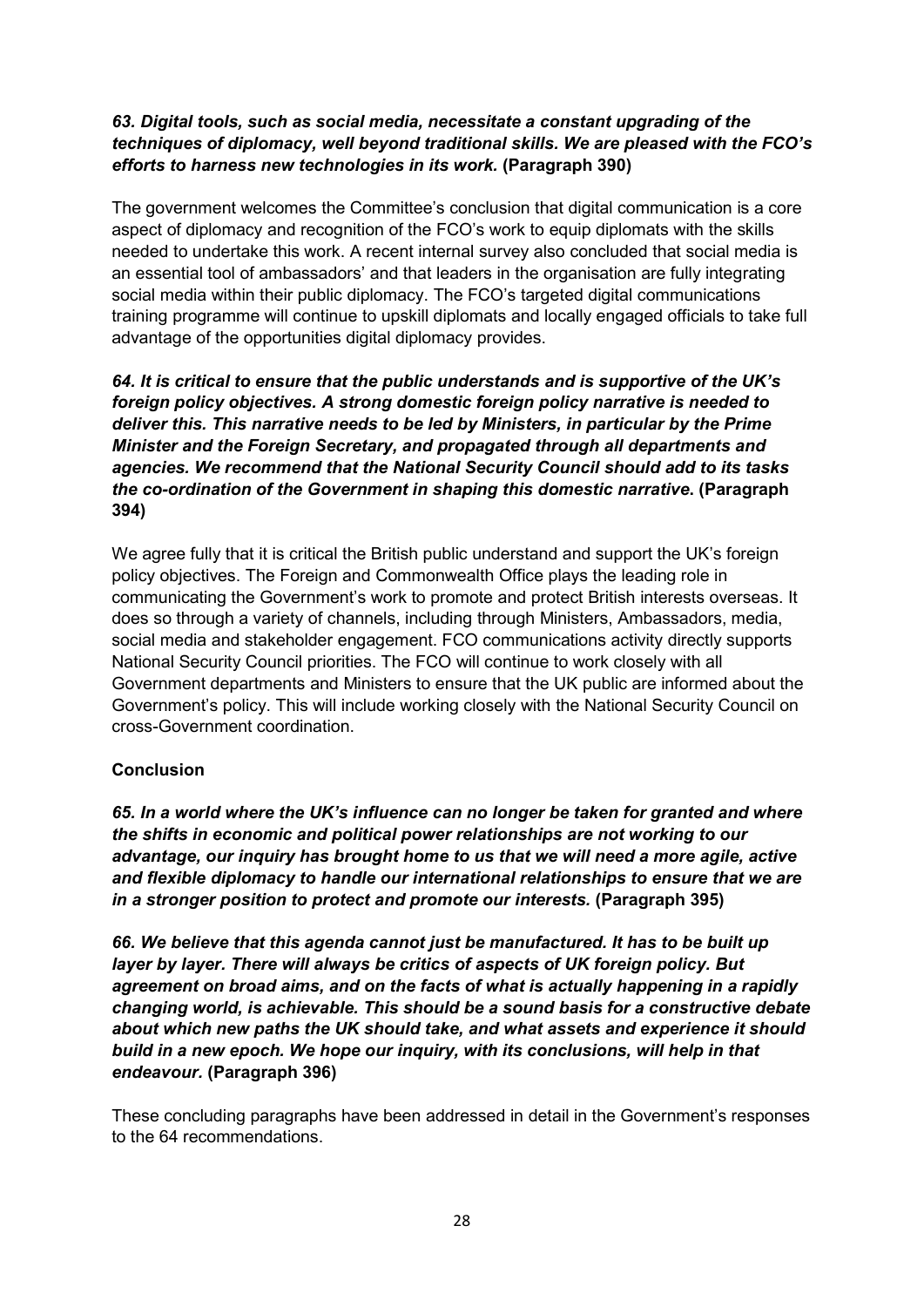***63. Digital tools, such as social media, necessitate a constant upgrading of the techniques of diplomacy, well beyond traditional skills. We are pleased with the FCO's efforts to harness new technologies in its work.*** **(Paragraph 390)**

The government welcomes the Committee's conclusion that digital communication is a core aspect of diplomacy and recognition of the FCO's work to equip diplomats with the skills needed to undertake this work. A recent internal survey also concluded that social media is an essential tool of ambassadors' and that leaders in the organisation are fully integrating social media within their public diplomacy. The FCO's targeted digital communications training programme will continue to upskill diplomats and locally engaged officials to take full advantage of the opportunities digital diplomacy provides.

***64. It is critical to ensure that the public understands and is supportive of the UK's foreign policy objectives. A strong domestic foreign policy narrative is needed to deliver this. This narrative needs to be led by Ministers, in particular by the Prime Minister and the Foreign Secretary, and propagated through all departments and agencies. We recommend that the National Security Council should add to its tasks the co-ordination of the Government in shaping this domestic narrative.*** **(Paragraph 394)**

We agree fully that it is critical the British public understand and support the UK's foreign policy objectives. The Foreign and Commonwealth Office plays the leading role in communicating the Government's work to promote and protect British interests overseas. It does so through a variety of channels, including through Ministers, Ambassadors, media, social media and stakeholder engagement. FCO communications activity directly supports National Security Council priorities. The FCO will continue to work closely with all Government departments and Ministers to ensure that the UK public are informed about the Government's policy. This will include working closely with the National Security Council on cross-Government coordination.

**Conclusion**

***65. In a world where the UK's influence can no longer be taken for granted and where the shifts in economic and political power relationships are not working to our advantage, our inquiry has brought home to us that we will need a more agile, active and flexible diplomacy to handle our international relationships to ensure that we are in a stronger position to protect and promote our interests.*** **(Paragraph 395)**

***66. We believe that this agenda cannot just be manufactured. It has to be built up layer by layer. There will always be critics of aspects of UK foreign policy. But agreement on broad aims, and on the facts of what is actually happening in a rapidly changing world, is achievable. This should be a sound basis for a constructive debate about which new paths the UK should take, and what assets and experience it should build in a new epoch. We hope our inquiry, with its conclusions, will help in that endeavour.*** **(Paragraph 396)**

These concluding paragraphs have been addressed in detail in the Government's responses to the 64 recommendations.